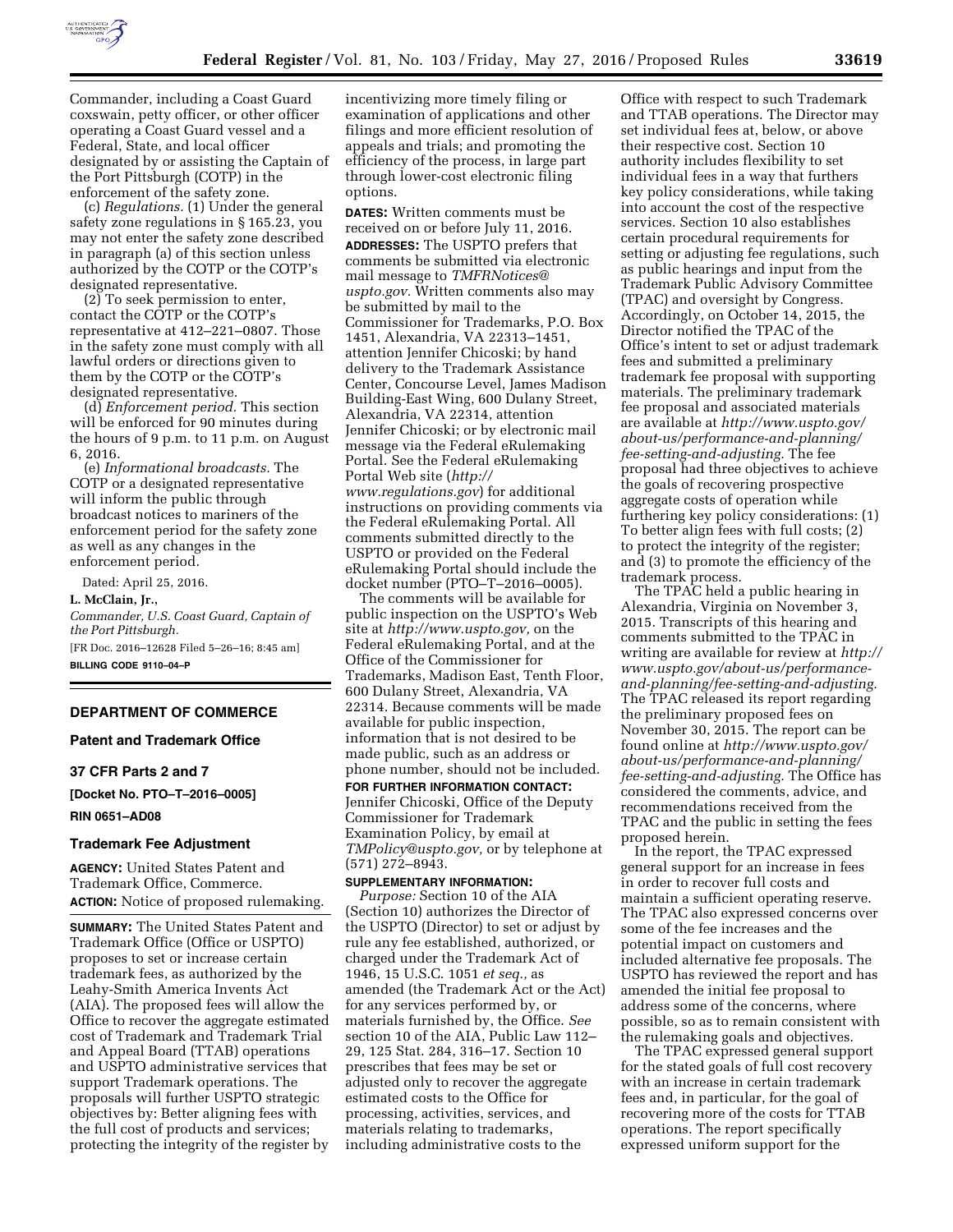Commander, including a Coast Guard coxswain, petty officer, or other officer operating a Coast Guard vessel and a Federal, State, and local officer designated by or assisting the Captain of the Port Pittsburgh (COTP) in the enforcement of the safety zone.

(c) *Regulations.* (1) Under the general safety zone regulations in § 165.23, you may not enter the safety zone described in paragraph (a) of this section unless authorized by the COTP or the COTP's designated representative.

(2) To seek permission to enter, contact the COTP or the COTP's representative at 412–221–0807. Those in the safety zone must comply with all lawful orders or directions given to them by the COTP or the COTP's designated representative.

(d) *Enforcement period.* This section will be enforced for 90 minutes during the hours of 9 p.m. to 11 p.m. on August 6, 2016.

(e) *Informational broadcasts.* The COTP or a designated representative will inform the public through broadcast notices to mariners of the enforcement period for the safety zone as well as any changes in the enforcement period.

Dated: April 25, 2016.

**L. McClain, Jr.,**

*Commander, U.S. Coast Guard, Captain of the Port Pittsburgh.*

[FR Doc. 2016–12628 Filed 5–26–16; 8:45 am]

**BILLING CODE 9110–04–P**

## DEPARTMENT OF COMMERCE

### Patent and Trademark Office

### 37 CFR Parts 2 and 7

**[Docket No. PTO–T–2016–0005]**

**RIN 0651–AD08**

### Trademark Fee Adjustment

**AGENCY:** United States Patent and Trademark Office, Commerce.

**ACTION:** Notice of proposed rulemaking.

**SUMMARY:** The United States Patent and Trademark Office (Office or USPTO) proposes to set or increase certain trademark fees, as authorized by the Leahy-Smith America Invents Act (AIA). The proposed fees will allow the Office to recover the aggregate estimated cost of Trademark and Trademark Trial and Appeal Board (TTAB) operations and USPTO administrative services that support Trademark operations. The proposals will further USPTO strategic objectives by: Better aligning fees with the full cost of products and services; protecting the integrity of the register by incentivizing more timely filing or examination of applications and other filings and more efficient resolution of appeals and trials; and promoting the efficiency of the process, in large part through lower-cost electronic filing options.

**DATES:** Written comments must be received on or before July 11, 2016.

**ADDRESSES:** The USPTO prefers that comments be submitted via electronic mail message to *TMFRNotices@uspto.gov.* Written comments also may be submitted by mail to the Commissioner for Trademarks, P.O. Box 1451, Alexandria, VA 22313–1451, attention Jennifer Chicoski; by hand delivery to the Trademark Assistance Center, Concourse Level, James Madison Building-East Wing, 600 Dulany Street, Alexandria, VA 22314, attention Jennifer Chicoski; or by electronic mail message via the Federal eRulemaking Portal. See the Federal eRulemaking Portal Web site (*http://www.regulations.gov*) for additional instructions on providing comments via the Federal eRulemaking Portal. All comments submitted directly to the USPTO or provided on the Federal eRulemaking Portal should include the docket number (PTO–T–2016–0005).

The comments will be available for public inspection on the USPTO's Web site at *http://www.uspto.gov,* on the Federal eRulemaking Portal, and at the Office of the Commissioner for Trademarks, Madison East, Tenth Floor, 600 Dulany Street, Alexandria, VA 22314. Because comments will be made available for public inspection, information that is not desired to be made public, such as an address or phone number, should not be included.

**FOR FURTHER INFORMATION CONTACT:** Jennifer Chicoski, Office of the Deputy Commissioner for Trademark Examination Policy, by email at *TMPolicy@uspto.gov,* or by telephone at (571) 272–8943.

**SUPPLEMENTARY INFORMATION:**

*Purpose:* Section 10 of the AIA (Section 10) authorizes the Director of the USPTO (Director) to set or adjust by rule any fee established, authorized, or charged under the Trademark Act of 1946, 15 U.S.C. 1051 *et seq.,* as amended (the Trademark Act or the Act) for any services performed by, or materials furnished by, the Office. *See* section 10 of the AIA, Public Law 112–29, 125 Stat. 284, 316–17. Section 10 prescribes that fees may be set or adjusted only to recover the aggregate estimated costs to the Office for processing, activities, services, and materials relating to trademarks, including administrative costs to the Office with respect to such Trademark and TTAB operations. The Director may set individual fees at, below, or above their respective cost. Section 10 authority includes flexibility to set individual fees in a way that furthers key policy considerations, while taking into account the cost of the respective services. Section 10 also establishes certain procedural requirements for setting or adjusting fee regulations, such as public hearings and input from the Trademark Public Advisory Committee (TPAC) and oversight by Congress. Accordingly, on October 14, 2015, the Director notified the TPAC of the Office's intent to set or adjust trademark fees and submitted a preliminary trademark fee proposal with supporting materials. The preliminary trademark fee proposal and associated materials are available at *http://www.uspto.gov/about-us/performance-and-planning/fee-setting-and-adjusting.* The fee proposal had three objectives to achieve the goals of recovering prospective aggregate costs of operation while furthering key policy considerations: (1) To better align fees with full costs; (2) to protect the integrity of the register; and (3) to promote the efficiency of the trademark process.

The TPAC held a public hearing in Alexandria, Virginia on November 3, 2015. Transcripts of this hearing and comments submitted to the TPAC in writing are available for review at *http://www.uspto.gov/about-us/performance-and-planning/fee-setting-and-adjusting.* The TPAC released its report regarding the preliminary proposed fees on November 30, 2015. The report can be found online at *http://www.uspto.gov/about-us/performance-and-planning/fee-setting-and-adjusting.* The Office has considered the comments, advice, and recommendations received from the TPAC and the public in setting the fees proposed herein.

In the report, the TPAC expressed general support for an increase in fees in order to recover full costs and maintain a sufficient operating reserve. The TPAC also expressed concerns over some of the fee increases and the potential impact on customers and included alternative fee proposals. The USPTO has reviewed the report and has amended the initial fee proposal to address some of the concerns, where possible, so as to remain consistent with the rulemaking goals and objectives.

The TPAC expressed general support for the stated goals of full cost recovery with an increase in certain trademark fees and, in particular, for the goal of recovering more of the costs for TTAB operations. The report specifically expressed uniform support for the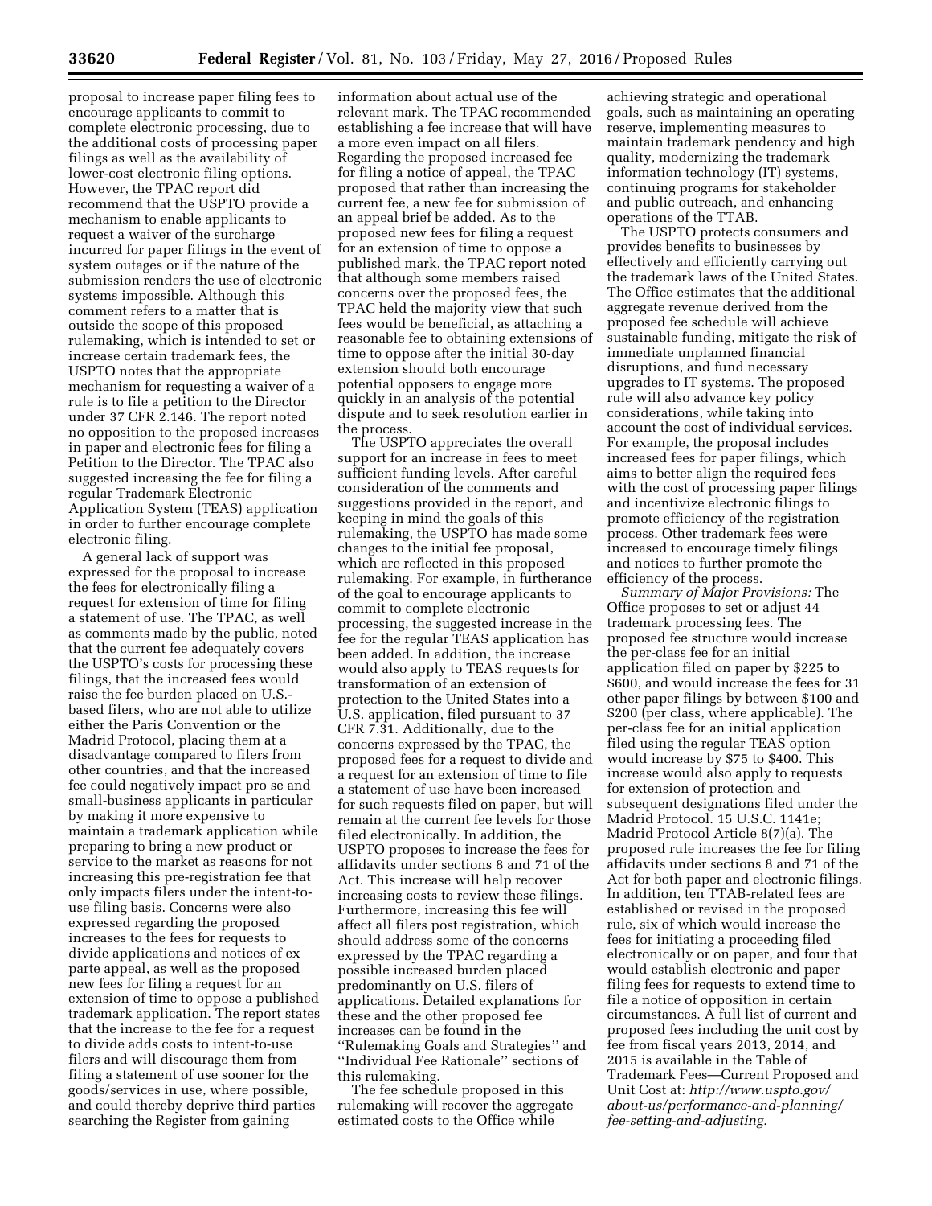proposal to increase paper filing fees to encourage applicants to commit to complete electronic processing, due to the additional costs of processing paper filings as well as the availability of lower-cost electronic filing options. However, the TPAC report did recommend that the USPTO provide a mechanism to enable applicants to request a waiver of the surcharge incurred for paper filings in the event of system outages or if the nature of the submission renders the use of electronic systems impossible. Although this comment refers to a matter that is outside the scope of this proposed rulemaking, which is intended to set or increase certain trademark fees, the USPTO notes that the appropriate mechanism for requesting a waiver of a rule is to file a petition to the Director under 37 CFR 2.146. The report noted no opposition to the proposed increases in paper and electronic fees for filing a Petition to the Director. The TPAC also suggested increasing the fee for filing a regular Trademark Electronic Application System (TEAS) application in order to further encourage complete electronic filing.

A general lack of support was expressed for the proposal to increase the fees for electronically filing a request for extension of time for filing a statement of use. The TPAC, as well as comments made by the public, noted that the current fee adequately covers the USPTO's costs for processing these filings, that the increased fees would raise the fee burden placed on U.S.-based filers, who are not able to utilize either the Paris Convention or the Madrid Protocol, placing them at a disadvantage compared to filers from other countries, and that the increased fee could negatively impact pro se and small-business applicants in particular by making it more expensive to maintain a trademark application while preparing to bring a new product or service to the market as reasons for not increasing this pre-registration fee that only impacts filers under the intent-to-use filing basis. Concerns were also expressed regarding the proposed increases to the fees for requests to divide applications and notices of ex parte appeal, as well as the proposed new fees for filing a request for an extension of time to oppose a published trademark application. The report states that the increase to the fee for a request to divide adds costs to intent-to-use filers and will discourage them from filing a statement of use sooner for the goods/services in use, where possible, and could thereby deprive third parties searching the Register from gaining information about actual use of the relevant mark. The TPAC recommended establishing a fee increase that will have a more even impact on all filers. Regarding the proposed increased fee for filing a notice of appeal, the TPAC proposed that rather than increasing the current fee, a new fee for submission of an appeal brief be added. As to the proposed new fees for filing a request for an extension of time to oppose a published mark, the TPAC report noted that although some members raised concerns over the proposed fees, the TPAC held the majority view that such fees would be beneficial, as attaching a reasonable fee to obtaining extensions of time to oppose after the initial 30-day extension should both encourage potential opposers to engage more quickly in an analysis of the potential dispute and to seek resolution earlier in the process.

The USPTO appreciates the overall support for an increase in fees to meet sufficient funding levels. After careful consideration of the comments and suggestions provided in the report, and keeping in mind the goals of this rulemaking, the USPTO has made some changes to the initial fee proposal, which are reflected in this proposed rulemaking. For example, in furtherance of the goal to encourage applicants to commit to complete electronic processing, the suggested increase in the fee for the regular TEAS application has been added. In addition, the increase would also apply to TEAS requests for transformation of an extension of protection to the United States into a U.S. application, filed pursuant to 37 CFR 7.31. Additionally, due to the concerns expressed by the TPAC, the proposed fees for a request to divide and a request for an extension of time to file a statement of use have been increased for such requests filed on paper, but will remain at the current fee levels for those filed electronically. In addition, the USPTO proposes to increase the fees for affidavits under sections 8 and 71 of the Act. This increase will help recover increasing costs to review these filings. Furthermore, increasing this fee will affect all filers post registration, which should address some of the concerns expressed by the TPAC regarding a possible increased burden placed predominantly on U.S. filers of applications. Detailed explanations for these and the other proposed fee increases can be found in the ''Rulemaking Goals and Strategies'' and ''Individual Fee Rationale'' sections of this rulemaking.

The fee schedule proposed in this rulemaking will recover the aggregate estimated costs to the Office while achieving strategic and operational goals, such as maintaining an operating reserve, implementing measures to maintain trademark pendency and high quality, modernizing the trademark information technology (IT) systems, continuing programs for stakeholder and public outreach, and enhancing operations of the TTAB.

The USPTO protects consumers and provides benefits to businesses by effectively and efficiently carrying out the trademark laws of the United States. The Office estimates that the additional aggregate revenue derived from the proposed fee schedule will achieve sustainable funding, mitigate the risk of immediate unplanned financial disruptions, and fund necessary upgrades to IT systems. The proposed rule will also advance key policy considerations, while taking into account the cost of individual services. For example, the proposal includes increased fees for paper filings, which aims to better align the required fees with the cost of processing paper filings and incentivize electronic filings to promote efficiency of the registration process. Other trademark fees were increased to encourage timely filings and notices to further promote the efficiency of the process.

*Summary of Major Provisions:* The Office proposes to set or adjust 44 trademark processing fees. The proposed fee structure would increase the per-class fee for an initial application filed on paper by $225 to $600, and would increase the fees for 31 other paper filings by between $100 and $200 (per class, where applicable). The per-class fee for an initial application filed using the regular TEAS option would increase by $75 to $400. This increase would also apply to requests for extension of protection and subsequent designations filed under the Madrid Protocol. 15 U.S.C. 1141e; Madrid Protocol Article 8(7)(a). The proposed rule increases the fee for filing affidavits under sections 8 and 71 of the Act for both paper and electronic filings. In addition, ten TTAB-related fees are established or revised in the proposed rule, six of which would increase the fees for initiating a proceeding filed electronically or on paper, and four that would establish electronic and paper filing fees for requests to extend time to file a notice of opposition in certain circumstances. A full list of current and proposed fees including the unit cost by fee from fiscal years 2013, 2014, and 2015 is available in the Table of Trademark Fees—Current Proposed and Unit Cost at: *http://www.uspto.gov/about-us/performance-and-planning/fee-setting-and-adjusting.*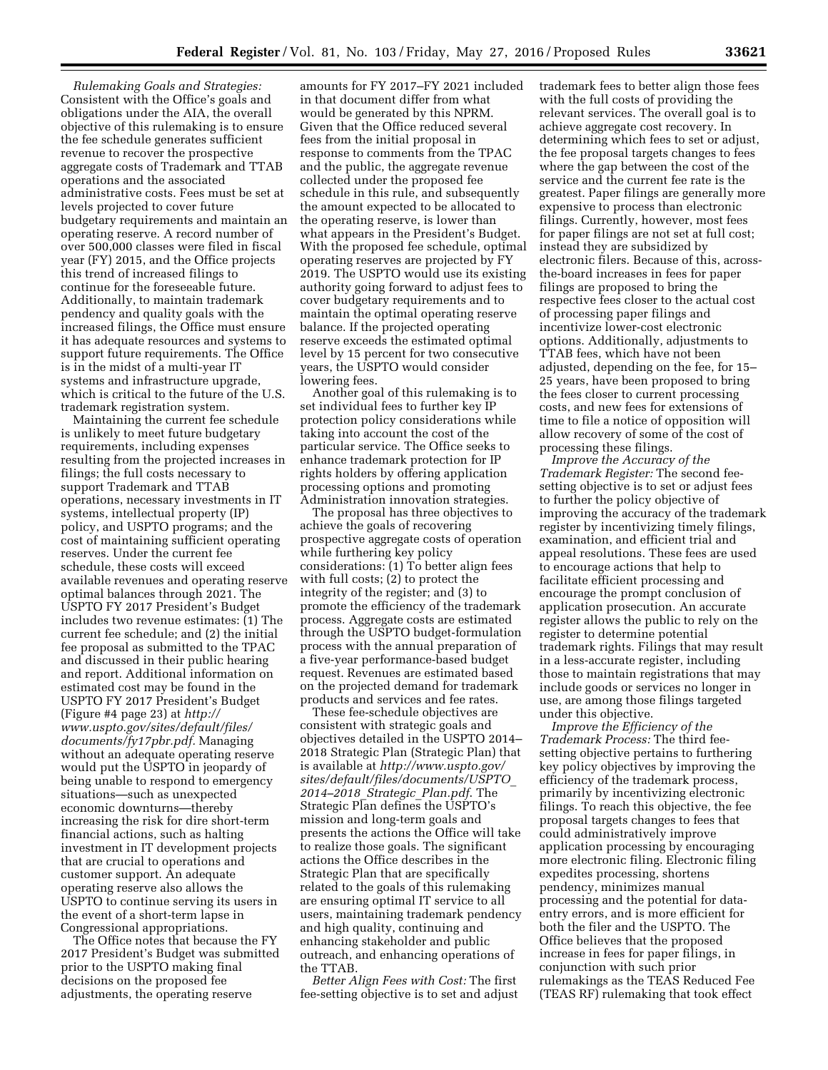*Rulemaking Goals and Strategies:* Consistent with the Office's goals and obligations under the AIA, the overall objective of this rulemaking is to ensure the fee schedule generates sufficient revenue to recover the prospective aggregate costs of Trademark and TTAB operations and the associated administrative costs. Fees must be set at levels projected to cover future budgetary requirements and maintain an operating reserve. A record number of over 500,000 classes were filed in fiscal year (FY) 2015, and the Office projects this trend of increased filings to continue for the foreseeable future. Additionally, to maintain trademark pendency and quality goals with the increased filings, the Office must ensure it has adequate resources and systems to support future requirements. The Office is in the midst of a multi-year IT systems and infrastructure upgrade, which is critical to the future of the U.S. trademark registration system.

Maintaining the current fee schedule is unlikely to meet future budgetary requirements, including expenses resulting from the projected increases in filings; the full costs necessary to support Trademark and TTAB operations, necessary investments in IT systems, intellectual property (IP) policy, and USPTO programs; and the cost of maintaining sufficient operating reserves. Under the current fee schedule, these costs will exceed available revenues and operating reserve optimal balances through 2021. The USPTO FY 2017 President's Budget includes two revenue estimates: (1) The current fee schedule; and (2) the initial fee proposal as submitted to the TPAC and discussed in their public hearing and report. Additional information on estimated cost may be found in the USPTO FY 2017 President's Budget (Figure #4 page 23) at *http://www.uspto.gov/sites/default/files/documents/fy17pbr.pdf.* Managing without an adequate operating reserve would put the USPTO in jeopardy of being unable to respond to emergency situations—such as unexpected economic downturns—thereby increasing the risk for dire short-term financial actions, such as halting investment in IT development projects that are crucial to operations and customer support. An adequate operating reserve also allows the USPTO to continue serving its users in the event of a short-term lapse in Congressional appropriations.

The Office notes that because the FY 2017 President's Budget was submitted prior to the USPTO making final decisions on the proposed fee adjustments, the operating reserve amounts for FY 2017–FY 2021 included in that document differ from what would be generated by this NPRM. Given that the Office reduced several fees from the initial proposal in response to comments from the TPAC and the public, the aggregate revenue collected under the proposed fee schedule in this rule, and subsequently the amount expected to be allocated to the operating reserve, is lower than what appears in the President's Budget. With the proposed fee schedule, optimal operating reserves are projected by FY 2019. The USPTO would use its existing authority going forward to adjust fees to cover budgetary requirements and to maintain the optimal operating reserve balance. If the projected operating reserve exceeds the estimated optimal level by 15 percent for two consecutive years, the USPTO would consider lowering fees.

Another goal of this rulemaking is to set individual fees to further key IP protection policy considerations while taking into account the cost of the particular service. The Office seeks to enhance trademark protection for IP rights holders by offering application processing options and promoting Administration innovation strategies.

The proposal has three objectives to achieve the goals of recovering prospective aggregate costs of operation while furthering key policy considerations: (1) To better align fees with full costs; (2) to protect the integrity of the register; and (3) to promote the efficiency of the trademark process. Aggregate costs are estimated through the USPTO budget-formulation process with the annual preparation of a five-year performance-based budget request. Revenues are estimated based on the projected demand for trademark products and services and fee rates.

These fee-schedule objectives are consistent with strategic goals and objectives detailed in the USPTO 2014–2018 Strategic Plan (Strategic Plan) that is available at *http://www.uspto.gov/sites/default/files/documents/USPTO_2014–2018_Strategic_Plan.pdf.* The Strategic Plan defines the USPTO's mission and long-term goals and presents the actions the Office will take to realize those goals. The significant actions the Office describes in the Strategic Plan that are specifically related to the goals of this rulemaking are ensuring optimal IT service to all users, maintaining trademark pendency and high quality, continuing and enhancing stakeholder and public outreach, and enhancing operations of the TTAB.

*Better Align Fees with Cost:* The first fee-setting objective is to set and adjust trademark fees to better align those fees with the full costs of providing the relevant services. The overall goal is to achieve aggregate cost recovery. In determining which fees to set or adjust, the fee proposal targets changes to fees where the gap between the cost of the service and the current fee rate is the greatest. Paper filings are generally more expensive to process than electronic filings. Currently, however, most fees for paper filings are not set at full cost; instead they are subsidized by electronic filers. Because of this, across-the-board increases in fees for paper filings are proposed to bring the respective fees closer to the actual cost of processing paper filings and incentivize lower-cost electronic options. Additionally, adjustments to TTAB fees, which have not been adjusted, depending on the fee, for 15–25 years, have been proposed to bring the fees closer to current processing costs, and new fees for extensions of time to file a notice of opposition will allow recovery of some of the cost of processing these filings.

*Improve the Accuracy of the Trademark Register:* The second fee-setting objective is to set or adjust fees to further the policy objective of improving the accuracy of the trademark register by incentivizing timely filings, examination, and efficient trial and appeal resolutions. These fees are used to encourage actions that help to facilitate efficient processing and encourage the prompt conclusion of application prosecution. An accurate register allows the public to rely on the register to determine potential trademark rights. Filings that may result in a less-accurate register, including those to maintain registrations that may include goods or services no longer in use, are among those filings targeted under this objective.

*Improve the Efficiency of the Trademark Process:* The third fee-setting objective pertains to furthering key policy objectives by improving the efficiency of the trademark process, primarily by incentivizing electronic filings. To reach this objective, the fee proposal targets changes to fees that could administratively improve application processing by encouraging more electronic filing. Electronic filing expedites processing, shortens pendency, minimizes manual processing and the potential for data-entry errors, and is more efficient for both the filer and the USPTO. The Office believes that the proposed increase in fees for paper filings, in conjunction with such prior rulemakings as the TEAS Reduced Fee (TEAS RF) rulemaking that took effect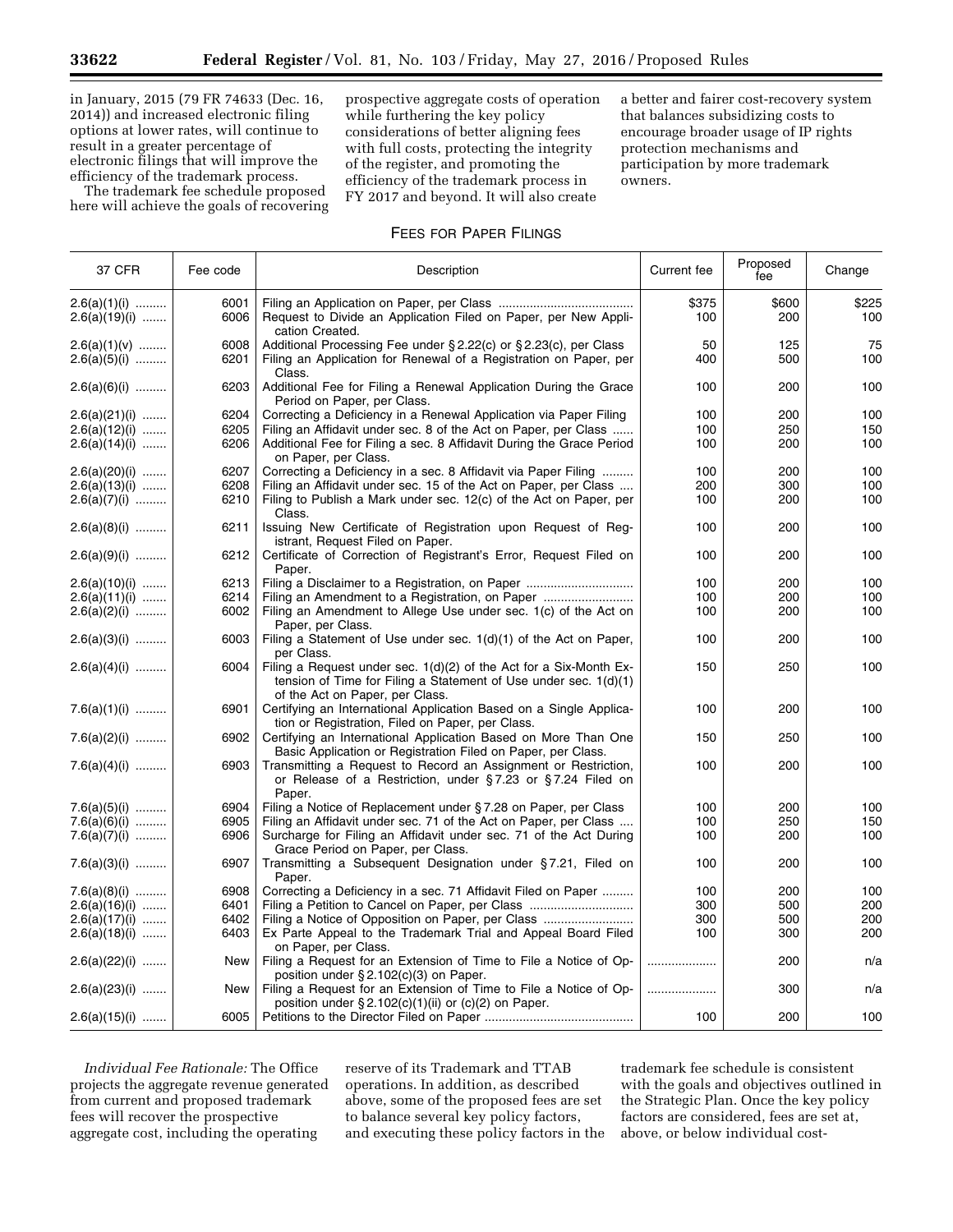in January, 2015 (79 FR 74633 (Dec. 16, 2014)) and increased electronic filing options at lower rates, will continue to result in a greater percentage of electronic filings that will improve the efficiency of the trademark process.

The trademark fee schedule proposed here will achieve the goals of recovering prospective aggregate costs of operation while furthering the key policy considerations of better aligning fees with full costs, protecting the integrity of the register, and promoting the efficiency of the trademark process in FY 2017 and beyond. It will also create a better and fairer cost-recovery system that balances subsidizing costs to encourage broader usage of IP rights protection mechanisms and participation by more trademark owners.

FEES FOR PAPER FILINGS

| 37 CFR | Fee code | Description | Current fee | Proposed fee | Change |
|---|---|---|---|---|---|
| 2.6(a)(1)(i) | 6001 | Filing an Application on Paper, per Class | $375 | $600 | $225 |
| 2.6(a)(19)(i) | 6006 | Request to Divide an Application Filed on Paper, per New Application Created. | 100 | 200 | 100 |
| 2.6(a)(1)(v) | 6008 | Additional Processing Fee under § 2.22(c) or § 2.23(c), per Class | 50 | 125 | 75 |
| 2.6(a)(5)(i) | 6201 | Filing an Application for Renewal of a Registration on Paper, per Class. | 400 | 500 | 100 |
| 2.6(a)(6)(i) | 6203 | Additional Fee for Filing a Renewal Application During the Grace Period on Paper, per Class. | 100 | 200 | 100 |
| 2.6(a)(21)(i) | 6204 | Correcting a Deficiency in a Renewal Application via Paper Filing | 100 | 200 | 100 |
| 2.6(a)(12)(i) | 6205 | Filing an Affidavit under sec. 8 of the Act on Paper, per Class | 100 | 250 | 150 |
| 2.6(a)(14)(i) | 6206 | Additional Fee for Filing a sec. 8 Affidavit During the Grace Period on Paper, per Class. | 100 | 200 | 100 |
| 2.6(a)(20)(i) | 6207 | Correcting a Deficiency in a sec. 8 Affidavit via Paper Filing | 100 | 200 | 100 |
| 2.6(a)(13)(i) | 6208 | Filing an Affidavit under sec. 15 of the Act on Paper, per Class | 200 | 300 | 100 |
| 2.6(a)(7)(i) | 6210 | Filing to Publish a Mark under sec. 12(c) of the Act on Paper, per Class. | 100 | 200 | 100 |
| 2.6(a)(8)(i) | 6211 | Issuing New Certificate of Registration upon Request of Registrant, Request Filed on Paper. | 100 | 200 | 100 |
| 2.6(a)(9)(i) | 6212 | Certificate of Correction of Registrant's Error, Request Filed on Paper. | 100 | 200 | 100 |
| 2.6(a)(10)(i) | 6213 | Filing a Disclaimer to a Registration, on Paper | 100 | 200 | 100 |
| 2.6(a)(11)(i) | 6214 | Filing an Amendment to a Registration, on Paper | 100 | 200 | 100 |
| 2.6(a)(2)(i) | 6002 | Filing an Amendment to Allege Use under sec. 1(c) of the Act on Paper, per Class. | 100 | 200 | 100 |
| 2.6(a)(3)(i) | 6003 | Filing a Statement of Use under sec. 1(d)(1) of the Act on Paper, per Class. | 100 | 200 | 100 |
| 2.6(a)(4)(i) | 6004 | Filing a Request under sec. 1(d)(2) of the Act for a Six-Month Extension of Time for Filing a Statement of Use under sec. 1(d)(1) of the Act on Paper, per Class. | 150 | 250 | 100 |
| 7.6(a)(1)(i) | 6901 | Certifying an International Application Based on a Single Application or Registration, Filed on Paper, per Class. | 100 | 200 | 100 |
| 7.6(a)(2)(i) | 6902 | Certifying an International Application Based on More Than One Basic Application or Registration Filed on Paper, per Class. | 150 | 250 | 100 |
| 7.6(a)(4)(i) | 6903 | Transmitting a Request to Record an Assignment or Restriction, or Release of a Restriction, under § 7.23 or § 7.24 Filed on Paper. | 100 | 200 | 100 |
| 7.6(a)(5)(i) | 6904 | Filing a Notice of Replacement under § 7.28 on Paper, per Class | 100 | 200 | 100 |
| 7.6(a)(6)(i) | 6905 | Filing an Affidavit under sec. 71 of the Act on Paper, per Class | 100 | 250 | 150 |
| 7.6(a)(7)(i) | 6906 | Surcharge for Filing an Affidavit under sec. 71 of the Act During Grace Period on Paper, per Class. | 100 | 200 | 100 |
| 7.6(a)(3)(i) | 6907 | Transmitting a Subsequent Designation under § 7.21, Filed on Paper. | 100 | 200 | 100 |
| 7.6(a)(8)(i) | 6908 | Correcting a Deficiency in a sec. 71 Affidavit Filed on Paper | 100 | 200 | 100 |
| 2.6(a)(16)(i) | 6401 | Filing a Petition to Cancel on Paper, per Class | 300 | 500 | 200 |
| 2.6(a)(17)(i) | 6402 | Filing a Notice of Opposition on Paper, per Class | 300 | 500 | 200 |
| 2.6(a)(18)(i) | 6403 | Ex Parte Appeal to the Trademark Trial and Appeal Board Filed on Paper, per Class. | 100 | 300 | 200 |
| 2.6(a)(22)(i) | New | Filing a Request for an Extension of Time to File a Notice of Opposition under § 2.102(c)(3) on Paper. | .................... | 200 | n/a |
| 2.6(a)(23)(i) | New | Filing a Request for an Extension of Time to File a Notice of Opposition under § 2.102(c)(1)(ii) or (c)(2) on Paper. | .................... | 300 | n/a |
| 2.6(a)(15)(i) | 6005 | Petitions to the Director Filed on Paper | 100 | 200 | 100 |

*Individual Fee Rationale:* The Office projects the aggregate revenue generated from current and proposed trademark fees will recover the prospective aggregate cost, including the operating reserve of its Trademark and TTAB operations. In addition, as described above, some of the proposed fees are set to balance several key policy factors, and executing these policy factors in the trademark fee schedule is consistent with the goals and objectives outlined in the Strategic Plan. Once the key policy factors are considered, fees are set at, above, or below individual cost-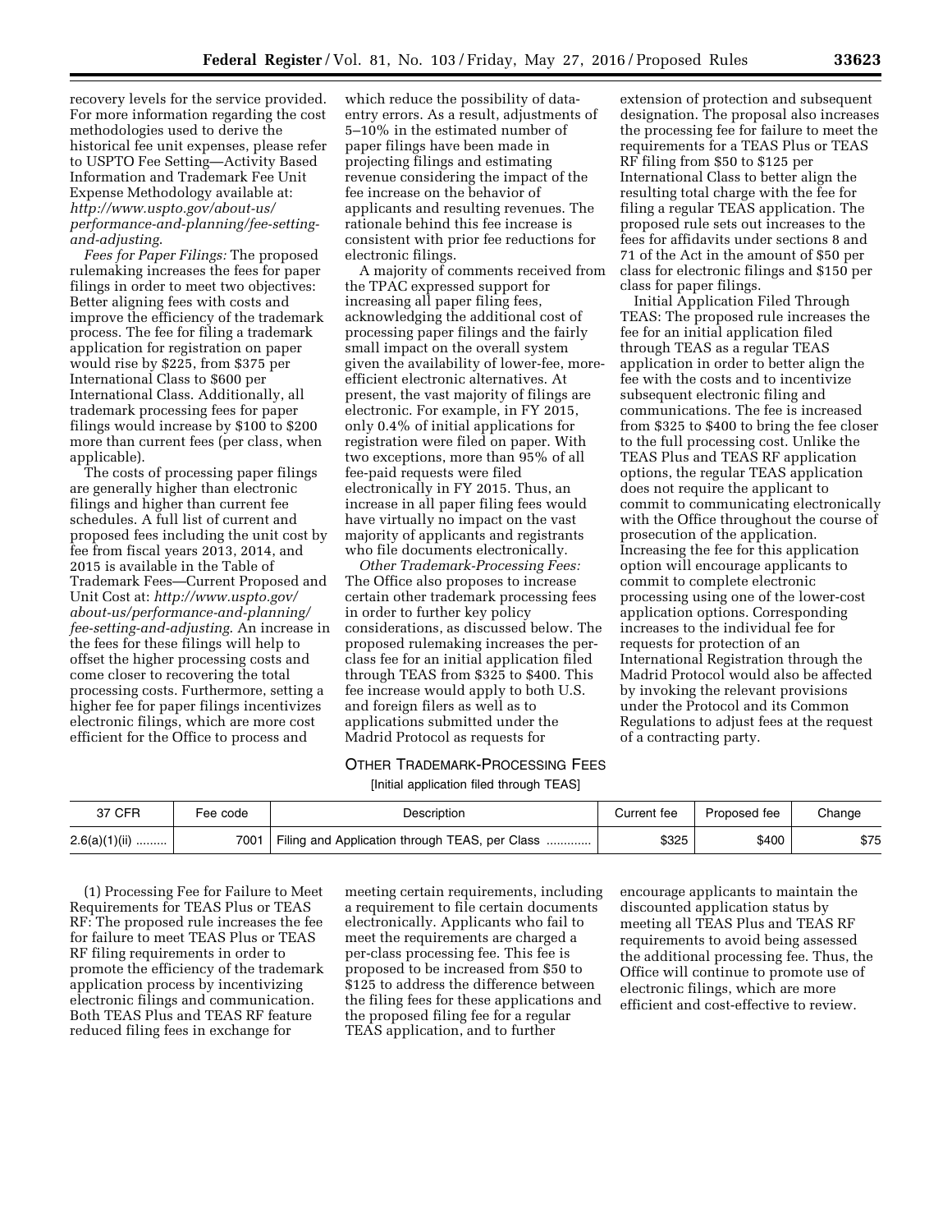recovery levels for the service provided. For more information regarding the cost methodologies used to derive the historical fee unit expenses, please refer to USPTO Fee Setting—Activity Based Information and Trademark Fee Unit Expense Methodology available at: *http://www.uspto.gov/about-us/performance-and-planning/fee-setting-and-adjusting*.

*Fees for Paper Filings:* The proposed rulemaking increases the fees for paper filings in order to meet two objectives: Better aligning fees with costs and improve the efficiency of the trademark process. The fee for filing a trademark application for registration on paper would rise by $225, from $375 per International Class to $600 per International Class. Additionally, all trademark processing fees for paper filings would increase by $100 to $200 more than current fees (per class, when applicable).

The costs of processing paper filings are generally higher than electronic filings and higher than current fee schedules. A full list of current and proposed fees including the unit cost by fee from fiscal years 2013, 2014, and 2015 is available in the Table of Trademark Fees—Current Proposed and Unit Cost at: *http://www.uspto.gov/about-us/performance-and-planning/fee-setting-and-adjusting*. An increase in the fees for these filings will help to offset the higher processing costs and come closer to recovering the total processing costs. Furthermore, setting a higher fee for paper filings incentivizes electronic filings, which are more cost efficient for the Office to process and which reduce the possibility of data-entry errors. As a result, adjustments of 5–10% in the estimated number of paper filings have been made in projecting filings and estimating revenue considering the impact of the fee increase on the behavior of applicants and resulting revenues. The rationale behind this fee increase is consistent with prior fee reductions for electronic filings.

A majority of comments received from the TPAC expressed support for increasing all paper filing fees, acknowledging the additional cost of processing paper filings and the fairly small impact on the overall system given the availability of lower-fee, more-efficient electronic alternatives. At present, the vast majority of filings are electronic. For example, in FY 2015, only 0.4% of initial applications for registration were filed on paper. With two exceptions, more than 95% of all fee-paid requests were filed electronically in FY 2015. Thus, an increase in all paper filing fees would have virtually no impact on the vast majority of applicants and registrants who file documents electronically.

*Other Trademark-Processing Fees:* The Office also proposes to increase certain other trademark processing fees in order to further key policy considerations, as discussed below. The proposed rulemaking increases the per-class fee for an initial application filed through TEAS from $325 to $400. This fee increase would apply to both U.S. and foreign filers as well as to applications submitted under the Madrid Protocol as requests for extension of protection and subsequent designation. The proposal also increases the processing fee for failure to meet the requirements for a TEAS Plus or TEAS RF filing from $50 to $125 per International Class to better align the resulting total charge with the fee for filing a regular TEAS application. The proposed rule sets out increases to the fees for affidavits under sections 8 and 71 of the Act in the amount of $50 per class for electronic filings and $150 per class for paper filings.

Initial Application Filed Through TEAS: The proposed rule increases the fee for an initial application filed through TEAS as a regular TEAS application in order to better align the fee with the costs and to incentivize subsequent electronic filing and communications. The fee is increased from $325 to $400 to bring the fee closer to the full processing cost. Unlike the TEAS Plus and TEAS RF application options, the regular TEAS application does not require the applicant to commit to communicating electronically with the Office throughout the course of prosecution of the application. Increasing the fee for this application option will encourage applicants to commit to complete electronic processing using one of the lower-cost application options. Corresponding increases to the individual fee for requests for protection of an International Registration through the Madrid Protocol would also be affected by invoking the relevant provisions under the Protocol and its Common Regulations to adjust fees at the request of a contracting party.

OTHER TRADEMARK-PROCESSING FEES

[Initial application filed through TEAS]

| 37 CFR | Fee code | Description | Current fee | Proposed fee | Change |
|---|---|---|---|---|---|
| 2.6(a)(1)(ii) | 7001 | Filing and Application through TEAS, per Class | $325 | $400 | $75 |

(1) Processing Fee for Failure to Meet Requirements for TEAS Plus or TEAS RF: The proposed rule increases the fee for failure to meet TEAS Plus or TEAS RF filing requirements in order to promote the efficiency of the trademark application process by incentivizing electronic filings and communication. Both TEAS Plus and TEAS RF feature reduced filing fees in exchange for meeting certain requirements, including a requirement to file certain documents electronically. Applicants who fail to meet the requirements are charged a per-class processing fee. This fee is proposed to be increased from $50 to $125 to address the difference between the filing fees for these applications and the proposed filing fee for a regular TEAS application, and to further encourage applicants to maintain the discounted application status by meeting all TEAS Plus and TEAS RF requirements to avoid being assessed the additional processing fee. Thus, the Office will continue to promote use of electronic filings, which are more efficient and cost-effective to review.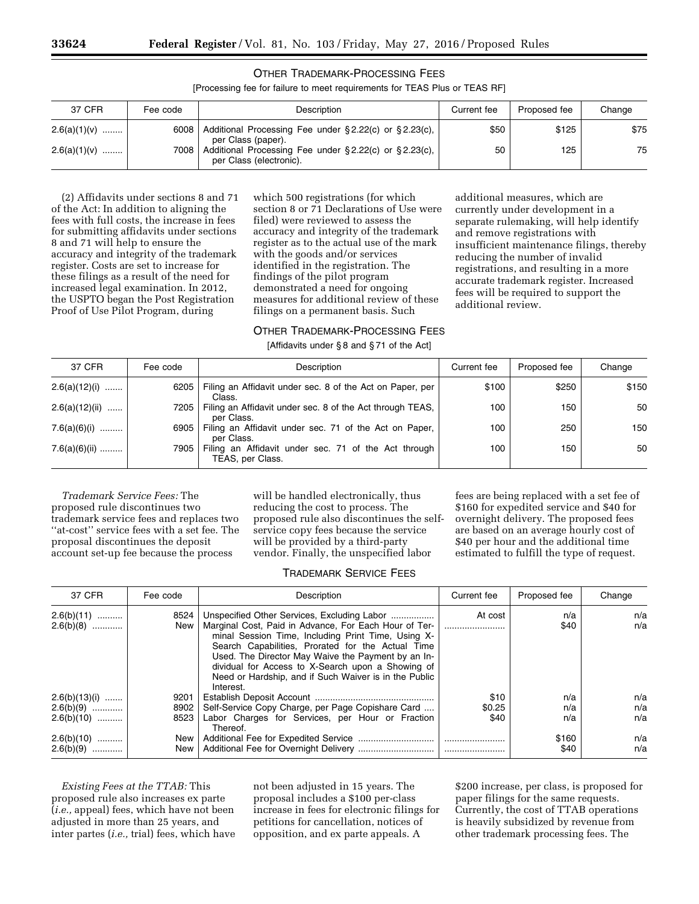OTHER TRADEMARK-PROCESSING FEES

[Processing fee for failure to meet requirements for TEAS Plus or TEAS RF]

| 37 CFR | Fee code | Description | Current fee | Proposed fee | Change |
|---|---|---|---|---|---|
| 2.6(a)(1)(v) | 6008 | Additional Processing Fee under § 2.22(c) or § 2.23(c), per Class (paper). | $50 | $125 | $75 |
| 2.6(a)(1)(v) | 7008 | Additional Processing Fee under § 2.22(c) or § 2.23(c), per Class (electronic). | 50 | 125 | 75 |

(2) Affidavits under sections 8 and 71 of the Act: In addition to aligning the fees with full costs, the increase in fees for submitting affidavits under sections 8 and 71 will help to ensure the accuracy and integrity of the trademark register. Costs are set to increase for these filings as a result of the need for increased legal examination. In 2012, the USPTO began the Post Registration Proof of Use Pilot Program, during which 500 registrations (for which section 8 or 71 Declarations of Use were filed) were reviewed to assess the accuracy and integrity of the trademark register as to the actual use of the mark with the goods and/or services identified in the registration. The findings of the pilot program demonstrated a need for ongoing measures for additional review of these filings on a permanent basis. Such additional measures, which are currently under development in a separate rulemaking, will help identify and remove registrations with insufficient maintenance filings, thereby reducing the number of invalid registrations, and resulting in a more accurate trademark register. Increased fees will be required to support the additional review.

OTHER TRADEMARK-PROCESSING FEES

[Affidavits under § 8 and § 71 of the Act]

| 37 CFR | Fee code | Description | Current fee | Proposed fee | Change |
|---|---|---|---|---|---|
| 2.6(a)(12)(i) | 6205 | Filing an Affidavit under sec. 8 of the Act on Paper, per Class. | $100 | $250 | $150 |
| 2.6(a)(12)(ii) | 7205 | Filing an Affidavit under sec. 8 of the Act through TEAS, per Class. | 100 | 150 | 50 |
| 7.6(a)(6)(i) | 6905 | Filing an Affidavit under sec. 71 of the Act on Paper, per Class. | 100 | 250 | 150 |
| 7.6(a)(6)(ii) | 7905 | Filing an Affidavit under sec. 71 of the Act through TEAS, per Class. | 100 | 150 | 50 |

*Trademark Service Fees:* The proposed rule discontinues two trademark service fees and replaces two ''at-cost'' service fees with a set fee. The proposal discontinues the deposit account set-up fee because the process will be handled electronically, thus reducing the cost to process. The proposed rule also discontinues the self-service copy fees because the service will be provided by a third-party vendor. Finally, the unspecified labor fees are being replaced with a set fee of $160 for expedited service and $40 for overnight delivery. The proposed fees are based on an average hourly cost of $40 per hour and the additional time estimated to fulfill the type of request.

TRADEMARK SERVICE FEES

| 37 CFR | Fee code | Description | Current fee | Proposed fee | Change |
|---|---|---|---|---|---|
| 2.6(b)(11) | 8524 | Unspecified Other Services, Excluding Labor | At cost | n/a | n/a |
| 2.6(b)(8) | New | Marginal Cost, Paid in Advance, For Each Hour of Terminal Session Time, Including Print Time, Using X-Search Capabilities, Prorated for the Actual Time Used. The Director May Waive the Payment by an Individual for Access to X-Search upon a Showing of Need or Hardship, and if Such Waiver is in the Public Interest. | | $40 | n/a |
| 2.6(b)(13)(i) | 9201 | Establish Deposit Account | $10 | n/a | n/a |
| 2.6(b)(9) | 8902 | Self-Service Copy Charge, per Page Copishare Card | $0.25 | n/a | n/a |
| 2.6(b)(10) | 8523 | Labor Charges for Services, per Hour or Fraction Thereof. | $40 | n/a | n/a |
| 2.6(b)(10) | New | Additional Fee for Expedited Service | | $160 | n/a |
| 2.6(b)(9) | New | Additional Fee for Overnight Delivery | | $40 | n/a |

*Existing Fees at the TTAB:* This proposed rule also increases ex parte (*i.e.,* appeal) fees, which have not been adjusted in more than 25 years, and inter partes (*i.e.,* trial) fees, which have not been adjusted in 15 years. The proposal includes a $100 per-class increase in fees for electronic filings for petitions for cancellation, notices of opposition, and ex parte appeals. A $200 increase, per class, is proposed for paper filings for the same requests. Currently, the cost of TTAB operations is heavily subsidized by revenue from other trademark processing fees. The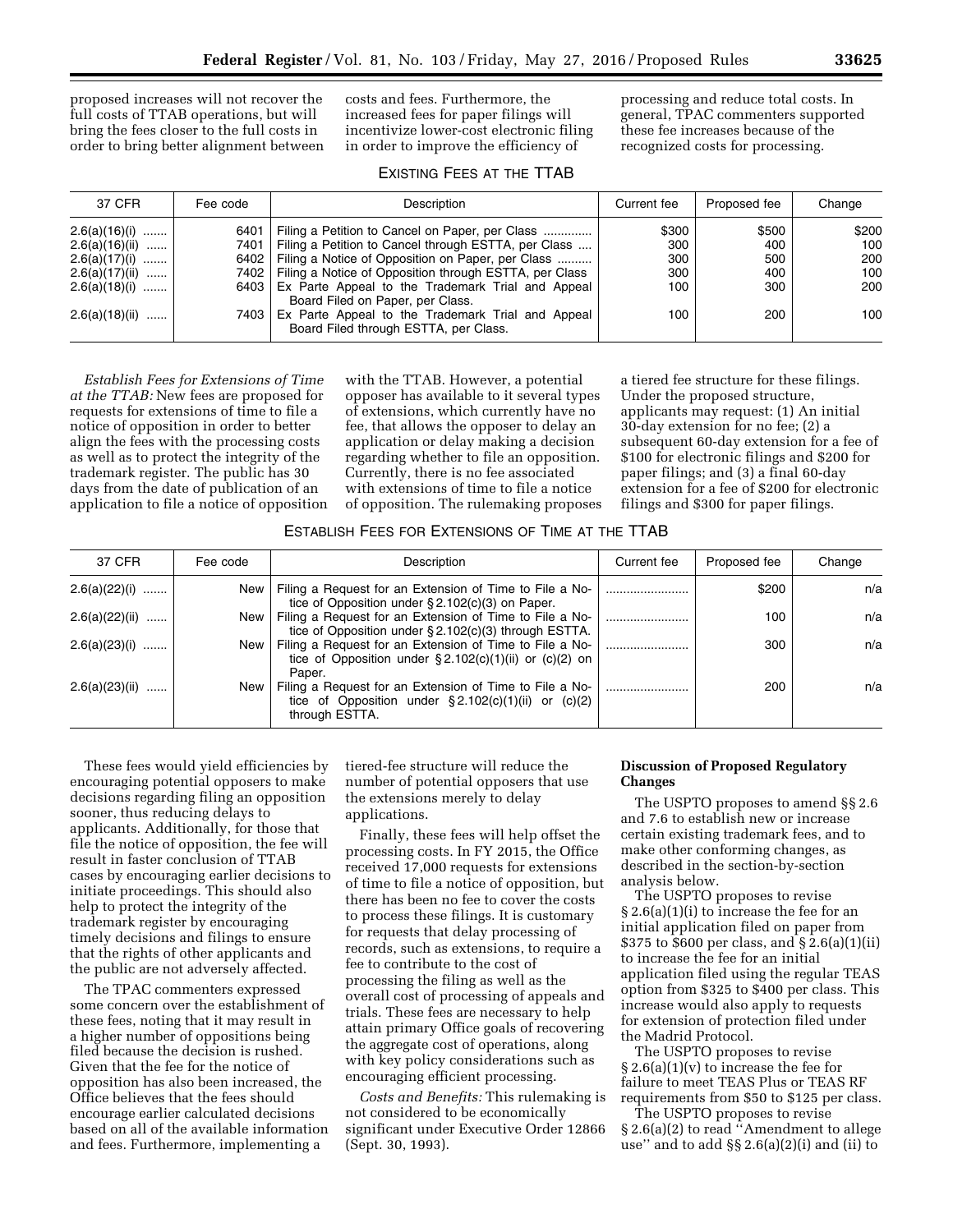proposed increases will not recover the full costs of TTAB operations, but will bring the fees closer to the full costs in order to bring better alignment between costs and fees. Furthermore, the increased fees for paper filings will incentivize lower-cost electronic filing in order to improve the efficiency of processing and reduce total costs. In general, TPAC commenters supported these fee increases because of the recognized costs for processing.

EXISTING FEES AT THE TTAB

| 37 CFR | Fee code | Description | Current fee | Proposed fee | Change |
|---|---|---|---|---|---|
| 2.6(a)(16)(i) | 6401 | Filing a Petition to Cancel on Paper, per Class | $300 | $500 | $200 |
| 2.6(a)(16)(ii) | 7401 | Filing a Petition to Cancel through ESTTA, per Class | 300 | 400 | 100 |
| 2.6(a)(17)(i) | 6402 | Filing a Notice of Opposition on Paper, per Class | 300 | 500 | 200 |
| 2.6(a)(17)(ii) | 7402 | Filing a Notice of Opposition through ESTTA, per Class | 300 | 400 | 100 |
| 2.6(a)(18)(i) | 6403 | Ex Parte Appeal to the Trademark Trial and Appeal Board Filed on Paper, per Class. | 100 | 300 | 200 |
| 2.6(a)(18)(ii) | 7403 | Ex Parte Appeal to the Trademark Trial and Appeal Board Filed through ESTTA, per Class. | 100 | 200 | 100 |

*Establish Fees for Extensions of Time at the TTAB:* New fees are proposed for requests for extensions of time to file a notice of opposition in order to better align the fees with the processing costs as well as to protect the integrity of the trademark register. The public has 30 days from the date of publication of an application to file a notice of opposition with the TTAB. However, a potential opposer has available to it several types of extensions, which currently have no fee, that allows the opposer to delay an application or delay making a decision regarding whether to file an opposition. Currently, there is no fee associated with extensions of time to file a notice of opposition. The rulemaking proposes a tiered fee structure for these filings. Under the proposed structure, applicants may request: (1) An initial 30-day extension for no fee; (2) a subsequent 60-day extension for a fee of $100 for electronic filings and $200 for paper filings; and (3) a final 60-day extension for a fee of $200 for electronic filings and $300 for paper filings.

ESTABLISH FEES FOR EXTENSIONS OF TIME AT THE TTAB

| 37 CFR | Fee code | Description | Current fee | Proposed fee | Change |
|---|---|---|---|---|---|
| 2.6(a)(22)(i) | New | Filing a Request for an Extension of Time to File a Notice of Opposition under § 2.102(c)(3) on Paper. | | $200 | n/a |
| 2.6(a)(22)(ii) | New | Filing a Request for an Extension of Time to File a Notice of Opposition under § 2.102(c)(3) through ESTTA. | | 100 | n/a |
| 2.6(a)(23)(i) | New | Filing a Request for an Extension of Time to File a Notice of Opposition under § 2.102(c)(1)(ii) or (c)(2) on Paper. | | 300 | n/a |
| 2.6(a)(23)(ii) | New | Filing a Request for an Extension of Time to File a Notice of Opposition under § 2.102(c)(1)(ii) or (c)(2) through ESTTA. | | 200 | n/a |

These fees would yield efficiencies by encouraging potential opposers to make decisions regarding filing an opposition sooner, thus reducing delays to applicants. Additionally, for those that file the notice of opposition, the fee will result in faster conclusion of TTAB cases by encouraging earlier decisions to initiate proceedings. This should also help to protect the integrity of the trademark register by encouraging timely decisions and filings to ensure that the rights of other applicants and the public are not adversely affected.

The TPAC commenters expressed some concern over the establishment of these fees, noting that it may result in a higher number of oppositions being filed because the decision is rushed. Given that the fee for the notice of opposition has also been increased, the Office believes that the fees should encourage earlier calculated decisions based on all of the available information and fees. Furthermore, implementing a tiered-fee structure will reduce the number of potential opposers that use the extensions merely to delay applications.

Finally, these fees will help offset the processing costs. In FY 2015, the Office received 17,000 requests for extensions of time to file a notice of opposition, but there has been no fee to cover the costs to process these filings. It is customary for requests that delay processing of records, such as extensions, to require a fee to contribute to the cost of processing the filing as well as the overall cost of processing of appeals and trials. These fees are necessary to help attain primary Office goals of recovering the aggregate cost of operations, along with key policy considerations such as encouraging efficient processing.

*Costs and Benefits:* This rulemaking is not considered to be economically significant under Executive Order 12866 (Sept. 30, 1993).

**Discussion of Proposed Regulatory Changes**

The USPTO proposes to amend §§ 2.6 and 7.6 to establish new or increase certain existing trademark fees, and to make other conforming changes, as described in the section-by-section analysis below.

The USPTO proposes to revise § 2.6(a)(1)(i) to increase the fee for an initial application filed on paper from $375 to $600 per class, and § 2.6(a)(1)(ii) to increase the fee for an initial application filed using the regular TEAS option from $325 to $400 per class. This increase would also apply to requests for extension of protection filed under the Madrid Protocol.

The USPTO proposes to revise § 2.6(a)(1)(v) to increase the fee for failure to meet TEAS Plus or TEAS RF requirements from $50 to $125 per class.

The USPTO proposes to revise § 2.6(a)(2) to read ''Amendment to allege use'' and to add §§ 2.6(a)(2)(i) and (ii) to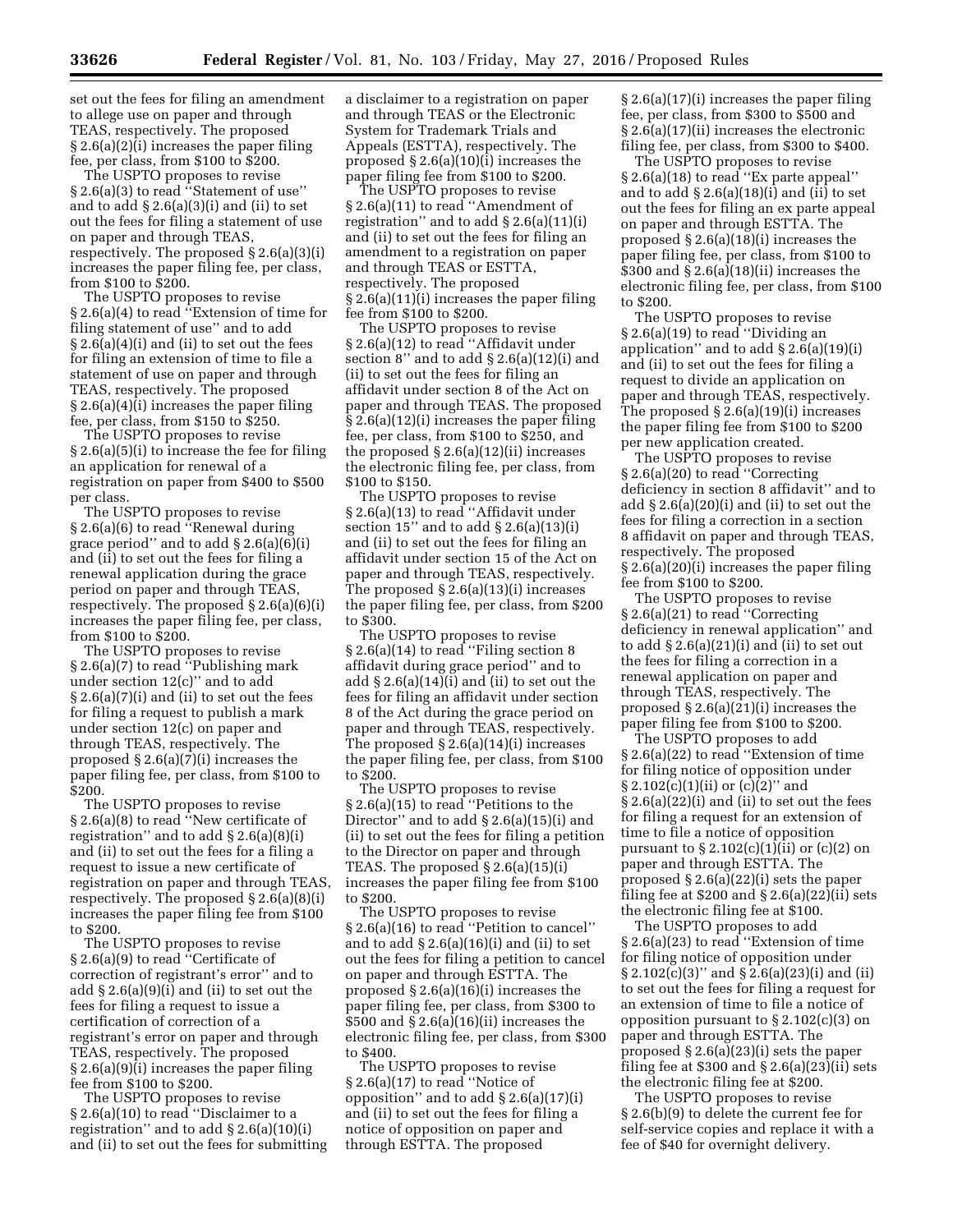set out the fees for filing an amendment to allege use on paper and through TEAS, respectively. The proposed § 2.6(a)(2)(i) increases the paper filing fee, per class, from $100 to $200.

The USPTO proposes to revise § 2.6(a)(3) to read ''Statement of use'' and to add § 2.6(a)(3)(i) and (ii) to set out the fees for filing a statement of use on paper and through TEAS, respectively. The proposed § 2.6(a)(3)(i) increases the paper filing fee, per class, from $100 to $200.

The USPTO proposes to revise § 2.6(a)(4) to read ''Extension of time for filing statement of use'' and to add § 2.6(a)(4)(i) and (ii) to set out the fees for filing an extension of time to file a statement of use on paper and through TEAS, respectively. The proposed § 2.6(a)(4)(i) increases the paper filing fee, per class, from $150 to $250.

The USPTO proposes to revise § 2.6(a)(5)(i) to increase the fee for filing an application for renewal of a registration on paper from $400 to $500 per class.

The USPTO proposes to revise § 2.6(a)(6) to read ''Renewal during grace period'' and to add § 2.6(a)(6)(i) and (ii) to set out the fees for filing a renewal application during the grace period on paper and through TEAS, respectively. The proposed § 2.6(a)(6)(i) increases the paper filing fee, per class, from $100 to $200.

The USPTO proposes to revise § 2.6(a)(7) to read ''Publishing mark under section 12(c)'' and to add § 2.6(a)(7)(i) and (ii) to set out the fees for filing a request to publish a mark under section 12(c) on paper and through TEAS, respectively. The proposed § 2.6(a)(7)(i) increases the paper filing fee, per class, from $100 to $200.

The USPTO proposes to revise § 2.6(a)(8) to read ''New certificate of registration'' and to add § 2.6(a)(8)(i) and (ii) to set out the fees for a filing a request to issue a new certificate of registration on paper and through TEAS, respectively. The proposed § 2.6(a)(8)(i) increases the paper filing fee from $100 to $200.

The USPTO proposes to revise § 2.6(a)(9) to read ''Certificate of correction of registrant's error'' and to add § 2.6(a)(9)(i) and (ii) to set out the fees for filing a request to issue a certification of correction of a registrant's error on paper and through TEAS, respectively. The proposed § 2.6(a)(9)(i) increases the paper filing fee from $100 to $200.

The USPTO proposes to revise § 2.6(a)(10) to read ''Disclaimer to a registration'' and to add § 2.6(a)(10)(i) and (ii) to set out the fees for submitting a disclaimer to a registration on paper and through TEAS or the Electronic System for Trademark Trials and Appeals (ESTTA), respectively. The proposed § 2.6(a)(10)(i) increases the paper filing fee from $100 to $200.

The USPTO proposes to revise § 2.6(a)(11) to read ''Amendment of registration'' and to add § 2.6(a)(11)(i) and (ii) to set out the fees for filing an amendment to a registration on paper and through TEAS or ESTTA, respectively. The proposed § 2.6(a)(11)(i) increases the paper filing fee from $100 to $200.

The USPTO proposes to revise § 2.6(a)(12) to read ''Affidavit under section 8'' and to add § 2.6(a)(12)(i) and (ii) to set out the fees for filing an affidavit under section 8 of the Act on paper and through TEAS. The proposed § 2.6(a)(12)(i) increases the paper filing fee, per class, from $100 to $250, and the proposed § 2.6(a)(12)(ii) increases the electronic filing fee, per class, from $100 to $150.

The USPTO proposes to revise § 2.6(a)(13) to read ''Affidavit under section 15'' and to add § 2.6(a)(13)(i) and (ii) to set out the fees for filing an affidavit under section 15 of the Act on paper and through TEAS, respectively. The proposed § 2.6(a)(13)(i) increases the paper filing fee, per class, from $200 to $300.

The USPTO proposes to revise § 2.6(a)(14) to read ''Filing section 8 affidavit during grace period'' and to add § 2.6(a)(14)(i) and (ii) to set out the fees for filing an affidavit under section 8 of the Act during the grace period on paper and through TEAS, respectively. The proposed § 2.6(a)(14)(i) increases the paper filing fee, per class, from $100 to $200.

The USPTO proposes to revise § 2.6(a)(15) to read ''Petitions to the Director'' and to add § 2.6(a)(15)(i) and (ii) to set out the fees for filing a petition to the Director on paper and through TEAS. The proposed § 2.6(a)(15)(i) increases the paper filing fee from $100 to $200.

The USPTO proposes to revise § 2.6(a)(16) to read ''Petition to cancel'' and to add § 2.6(a)(16)(i) and (ii) to set out the fees for filing a petition to cancel on paper and through ESTTA. The proposed § 2.6(a)(16)(i) increases the paper filing fee, per class, from $300 to $500 and § 2.6(a)(16)(ii) increases the electronic filing fee, per class, from $300 to $400.

The USPTO proposes to revise § 2.6(a)(17) to read ''Notice of opposition'' and to add § 2.6(a)(17)(i) and (ii) to set out the fees for filing a notice of opposition on paper and through ESTTA. The proposed § 2.6(a)(17)(i) increases the paper filing fee, per class, from $300 to $500 and § 2.6(a)(17)(ii) increases the electronic filing fee, per class, from $300 to $400.

The USPTO proposes to revise § 2.6(a)(18) to read ''Ex parte appeal'' and to add § 2.6(a)(18)(i) and (ii) to set out the fees for filing an ex parte appeal on paper and through ESTTA. The proposed § 2.6(a)(18)(i) increases the paper filing fee, per class, from $100 to $300 and § 2.6(a)(18)(ii) increases the electronic filing fee, per class, from $100 to $200.

The USPTO proposes to revise § 2.6(a)(19) to read ''Dividing an application'' and to add § 2.6(a)(19)(i) and (ii) to set out the fees for filing a request to divide an application on paper and through TEAS, respectively. The proposed § 2.6(a)(19)(i) increases the paper filing fee from $100 to $200 per new application created.

The USPTO proposes to revise § 2.6(a)(20) to read ''Correcting deficiency in section 8 affidavit'' and to add § 2.6(a)(20)(i) and (ii) to set out the fees for filing a correction in a section 8 affidavit on paper and through TEAS, respectively. The proposed § 2.6(a)(20)(i) increases the paper filing fee from $100 to $200.

The USPTO proposes to revise § 2.6(a)(21) to read ''Correcting deficiency in renewal application'' and to add § 2.6(a)(21)(i) and (ii) to set out the fees for filing a correction in a renewal application on paper and through TEAS, respectively. The proposed § 2.6(a)(21)(i) increases the paper filing fee from $100 to $200.

The USPTO proposes to add § 2.6(a)(22) to read ''Extension of time for filing notice of opposition under § 2.102(c)(1)(ii) or (c)(2)'' and § 2.6(a)(22)(i) and (ii) to set out the fees for filing a request for an extension of time to file a notice of opposition pursuant to § 2.102(c)(1)(ii) or (c)(2) on paper and through ESTTA. The proposed § 2.6(a)(22)(i) sets the paper filing fee at $200 and § 2.6(a)(22)(ii) sets the electronic filing fee at $100.

The USPTO proposes to add § 2.6(a)(23) to read ''Extension of time for filing notice of opposition under § 2.102(c)(3)'' and § 2.6(a)(23)(i) and (ii) to set out the fees for filing a request for an extension of time to file a notice of opposition pursuant to § 2.102(c)(3) on paper and through ESTTA. The proposed § 2.6(a)(23)(i) sets the paper filing fee at $300 and § 2.6(a)(23)(ii) sets the electronic filing fee at $200.

The USPTO proposes to revise § 2.6(b)(9) to delete the current fee for self-service copies and replace it with a fee of $40 for overnight delivery.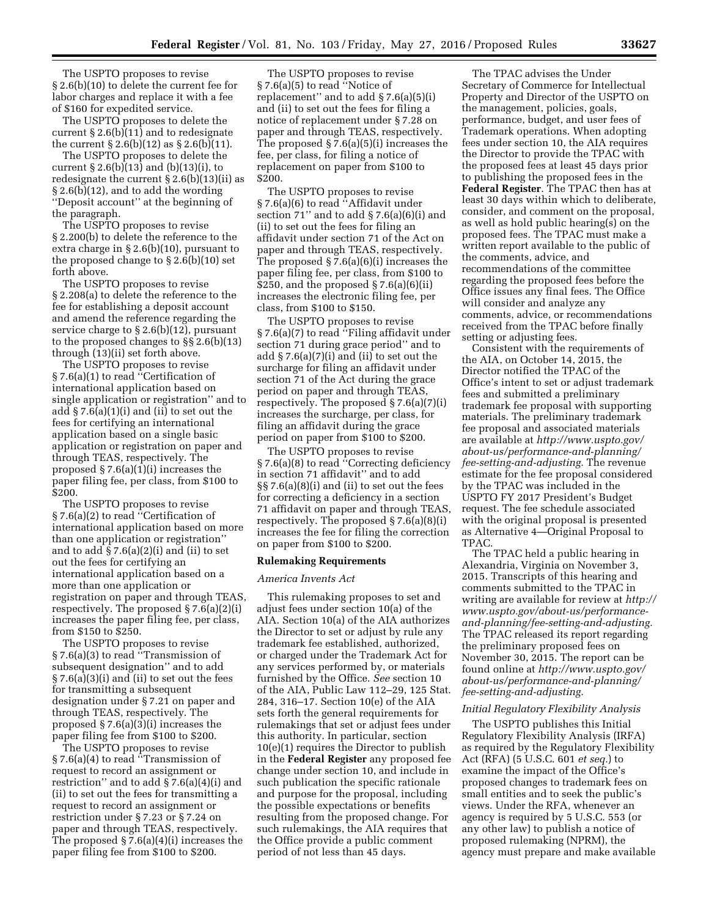The USPTO proposes to revise § 2.6(b)(10) to delete the current fee for labor charges and replace it with a fee of $160 for expedited service.

The USPTO proposes to delete the current § 2.6(b)(11) and to redesignate the current § 2.6(b)(12) as § 2.6(b)(11).

The USPTO proposes to delete the current § 2.6(b)(13) and (b)(13)(i), to redesignate the current § 2.6(b)(13)(ii) as § 2.6(b)(12), and to add the wording ''Deposit account'' at the beginning of the paragraph.

The USPTO proposes to revise § 2.200(b) to delete the reference to the extra charge in § 2.6(b)(10), pursuant to the proposed change to § 2.6(b)(10) set forth above.

The USPTO proposes to revise § 2.208(a) to delete the reference to the fee for establishing a deposit account and amend the reference regarding the service charge to § 2.6(b)(12), pursuant to the proposed changes to §§ 2.6(b)(13) through (13)(ii) set forth above.

The USPTO proposes to revise § 7.6(a)(1) to read ''Certification of international application based on single application or registration'' and to add § 7.6(a)(1)(i) and (ii) to set out the fees for certifying an international application based on a single basic application or registration on paper and through TEAS, respectively. The proposed § 7.6(a)(1)(i) increases the paper filing fee, per class, from $100 to $200.

The USPTO proposes to revise § 7.6(a)(2) to read ''Certification of international application based on more than one application or registration'' and to add § 7.6(a)(2)(i) and (ii) to set out the fees for certifying an international application based on a more than one application or registration on paper and through TEAS, respectively. The proposed § 7.6(a)(2)(i) increases the paper filing fee, per class, from $150 to $250.

The USPTO proposes to revise § 7.6(a)(3) to read ''Transmission of subsequent designation'' and to add § 7.6(a)(3)(i) and (ii) to set out the fees for transmitting a subsequent designation under § 7.21 on paper and through TEAS, respectively. The proposed § 7.6(a)(3)(i) increases the paper filing fee from $100 to $200.

The USPTO proposes to revise § 7.6(a)(4) to read ''Transmission of request to record an assignment or restriction'' and to add § 7.6(a)(4)(i) and (ii) to set out the fees for transmitting a request to record an assignment or restriction under § 7.23 or § 7.24 on paper and through TEAS, respectively. The proposed § 7.6(a)(4)(i) increases the paper filing fee from $100 to $200.

The USPTO proposes to revise § 7.6(a)(5) to read ''Notice of replacement'' and to add § 7.6(a)(5)(i) and (ii) to set out the fees for filing a notice of replacement under § 7.28 on paper and through TEAS, respectively. The proposed § 7.6(a)(5)(i) increases the fee, per class, for filing a notice of replacement on paper from $100 to $200.

The USPTO proposes to revise § 7.6(a)(6) to read ''Affidavit under section 71'' and to add § 7.6(a)(6)(i) and (ii) to set out the fees for filing an affidavit under section 71 of the Act on paper and through TEAS, respectively. The proposed § 7.6(a)(6)(i) increases the paper filing fee, per class, from $100 to $250, and the proposed § 7.6(a)(6)(ii) increases the electronic filing fee, per class, from $100 to $150.

The USPTO proposes to revise § 7.6(a)(7) to read ''Filing affidavit under section 71 during grace period'' and to add § 7.6(a)(7)(i) and (ii) to set out the surcharge for filing an affidavit under section 71 of the Act during the grace period on paper and through TEAS, respectively. The proposed § 7.6(a)(7)(i) increases the surcharge, per class, for filing an affidavit during the grace period on paper from $100 to $200.

The USPTO proposes to revise § 7.6(a)(8) to read ''Correcting deficiency in section 71 affidavit'' and to add §§ 7.6(a)(8)(i) and (ii) to set out the fees for correcting a deficiency in a section 71 affidavit on paper and through TEAS, respectively. The proposed § 7.6(a)(8)(i) increases the fee for filing the correction on paper from $100 to $200.

## Rulemaking Requirements

### *America Invents Act*

This rulemaking proposes to set and adjust fees under section 10(a) of the AIA. Section 10(a) of the AIA authorizes the Director to set or adjust by rule any trademark fee established, authorized, or charged under the Trademark Act for any services performed by, or materials furnished by the Office. *See* section 10 of the AIA, Public Law 112–29, 125 Stat. 284, 316–17. Section 10(e) of the AIA sets forth the general requirements for rulemakings that set or adjust fees under this authority. In particular, section 10(e)(1) requires the Director to publish in the **Federal Register** any proposed fee change under section 10, and include in such publication the specific rationale and purpose for the proposal, including the possible expectations or benefits resulting from the proposed change. For such rulemakings, the AIA requires that the Office provide a public comment period of not less than 45 days.

The TPAC advises the Under Secretary of Commerce for Intellectual Property and Director of the USPTO on the management, policies, goals, performance, budget, and user fees of Trademark operations. When adopting fees under section 10, the AIA requires the Director to provide the TPAC with the proposed fees at least 45 days prior to publishing the proposed fees in the **Federal Register**. The TPAC then has at least 30 days within which to deliberate, consider, and comment on the proposal, as well as hold public hearing(s) on the proposed fees. The TPAC must make a written report available to the public of the comments, advice, and recommendations of the committee regarding the proposed fees before the Office issues any final fees. The Office will consider and analyze any comments, advice, or recommendations received from the TPAC before finally setting or adjusting fees.

Consistent with the requirements of the AIA, on October 14, 2015, the Director notified the TPAC of the Office's intent to set or adjust trademark fees and submitted a preliminary trademark fee proposal with supporting materials. The preliminary trademark fee proposal and associated materials are available at *http://www.uspto.gov/about-us/performance-and-planning/fee-setting-and-adjusting*. The revenue estimate for the fee proposal considered by the TPAC was included in the USPTO FY 2017 President's Budget request. The fee schedule associated with the original proposal is presented as Alternative 4—Original Proposal to TPAC.

The TPAC held a public hearing in Alexandria, Virginia on November 3, 2015. Transcripts of this hearing and comments submitted to the TPAC in writing are available for review at *http://www.uspto.gov/about-us/performance-and-planning/fee-setting-and-adjusting*. The TPAC released its report regarding the preliminary proposed fees on November 30, 2015. The report can be found online at *http://www.uspto.gov/about-us/performance-and-planning/fee-setting-and-adjusting*.

### *Initial Regulatory Flexibility Analysis*

The USPTO publishes this Initial Regulatory Flexibility Analysis (IRFA) as required by the Regulatory Flexibility Act (RFA) (5 U.S.C. 601 *et seq.*) to examine the impact of the Office's proposed changes to trademark fees on small entities and to seek the public's views. Under the RFA, whenever an agency is required by 5 U.S.C. 553 (or any other law) to publish a notice of proposed rulemaking (NPRM), the agency must prepare and make available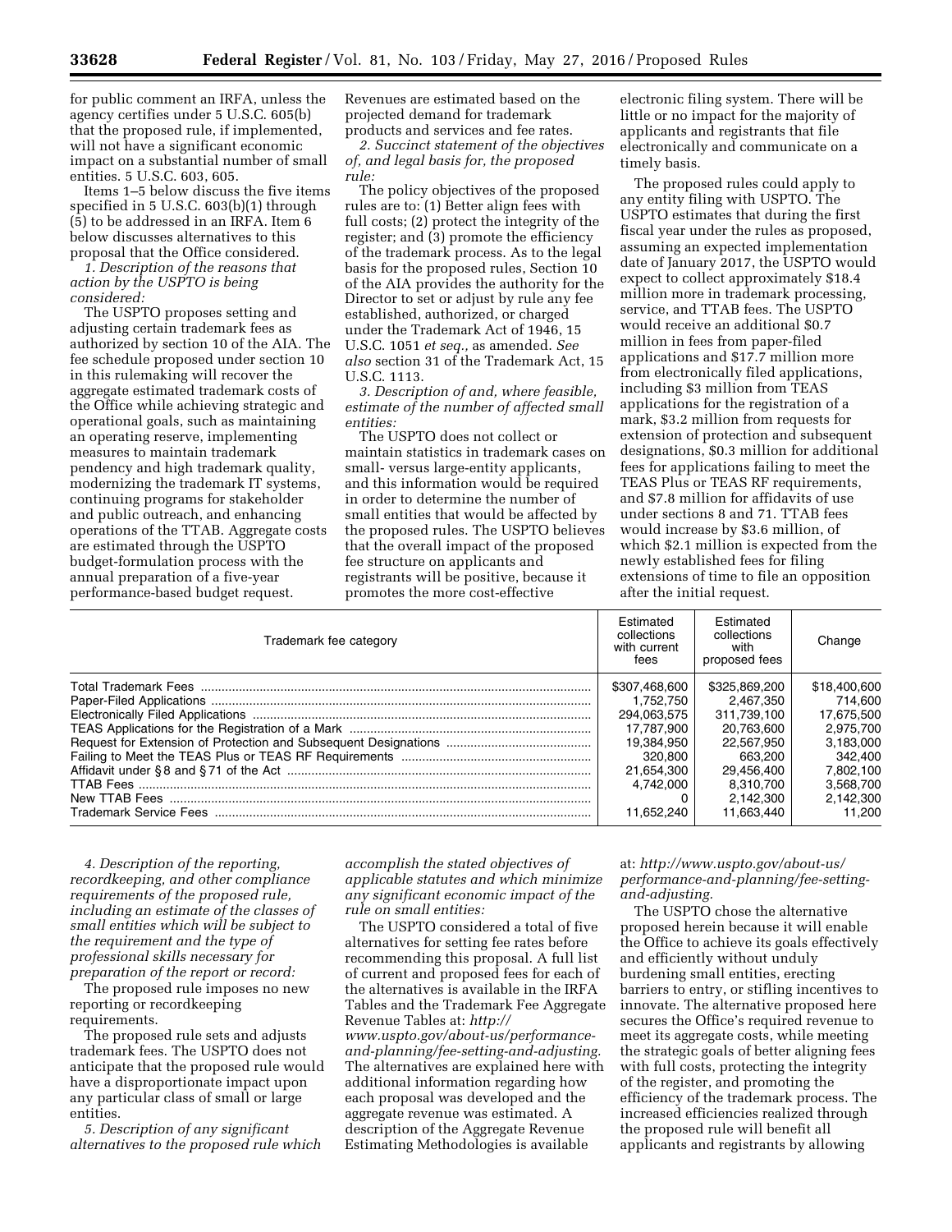for public comment an IRFA, unless the agency certifies under 5 U.S.C. 605(b) that the proposed rule, if implemented, will not have a significant economic impact on a substantial number of small entities. 5 U.S.C. 603, 605.

Items 1–5 below discuss the five items specified in 5 U.S.C. 603(b)(1) through (5) to be addressed in an IRFA. Item 6 below discusses alternatives to this proposal that the Office considered.

*1. Description of the reasons that action by the USPTO is being considered:*

The USPTO proposes setting and adjusting certain trademark fees as authorized by section 10 of the AIA. The fee schedule proposed under section 10 in this rulemaking will recover the aggregate estimated trademark costs of the Office while achieving strategic and operational goals, such as maintaining an operating reserve, implementing measures to maintain trademark pendency and high trademark quality, modernizing the trademark IT systems, continuing programs for stakeholder and public outreach, and enhancing operations of the TTAB. Aggregate costs are estimated through the USPTO budget-formulation process with the annual preparation of a five-year performance-based budget request. Revenues are estimated based on the projected demand for trademark products and services and fee rates.

*2. Succinct statement of the objectives of, and legal basis for, the proposed rule:*

The policy objectives of the proposed rules are to: (1) Better align fees with full costs; (2) protect the integrity of the register; and (3) promote the efficiency of the trademark process. As to the legal basis for the proposed rules, Section 10 of the AIA provides the authority for the Director to set or adjust by rule any fee established, authorized, or charged under the Trademark Act of 1946, 15 U.S.C. 1051 *et seq.,* as amended. *See also* section 31 of the Trademark Act, 15 U.S.C. 1113.

*3. Description of and, where feasible, estimate of the number of affected small entities:*

The USPTO does not collect or maintain statistics in trademark cases on small- versus large-entity applicants, and this information would be required in order to determine the number of small entities that would be affected by the proposed rules. The USPTO believes that the overall impact of the proposed fee structure on applicants and registrants will be positive, because it promotes the more cost-effective electronic filing system. There will be little or no impact for the majority of applicants and registrants that file electronically and communicate on a timely basis.

The proposed rules could apply to any entity filing with USPTO. The USPTO estimates that during the first fiscal year under the rules as proposed, assuming an expected implementation date of January 2017, the USPTO would expect to collect approximately $18.4 million more in trademark processing, service, and TTAB fees. The USPTO would receive an additional $0.7 million in fees from paper-filed applications and $17.7 million more from electronically filed applications, including $3 million from TEAS applications for the registration of a mark, $3.2 million from requests for extension of protection and subsequent designations, $0.3 million for additional fees for applications failing to meet the TEAS Plus or TEAS RF requirements, and $7.8 million for affidavits of use under sections 8 and 71. TTAB fees would increase by $3.6 million, of which $2.1 million is expected from the newly established fees for filing extensions of time to file an opposition after the initial request.

| Trademark fee category | Estimated collections with current fees | Estimated collections with proposed fees | Change |
|---|---|---|---|
| Total Trademark Fees | $307,468,600 | $325,869,200 | $18,400,600 |
| Paper-Filed Applications | 1,752,750 | 2,467,350 | 714,600 |
| Electronically Filed Applications | 294,063,575 | 311,739,100 | 17,675,500 |
| TEAS Applications for the Registration of a Mark | 17,787,900 | 20,763,600 | 2,975,700 |
| Request for Extension of Protection and Subsequent Designations | 19,384,950 | 22,567,950 | 3,183,000 |
| Failing to Meet the TEAS Plus or TEAS RF Requirements | 320,800 | 663,200 | 342,400 |
| Affidavit under §8 and §71 of the Act | 21,654,300 | 29,456,400 | 7,802,100 |
| TTAB Fees | 4,742,000 | 8,310,700 | 3,568,700 |
| New TTAB Fees | 0 | 2,142,300 | 2,142,300 |
| Trademark Service Fees | 11,652,240 | 11,663,440 | 11,200 |

*4. Description of the reporting, recordkeeping, and other compliance requirements of the proposed rule, including an estimate of the classes of small entities which will be subject to the requirement and the type of professional skills necessary for preparation of the report or record:*

The proposed rule imposes no new reporting or recordkeeping requirements.

The proposed rule sets and adjusts trademark fees. The USPTO does not anticipate that the proposed rule would have a disproportionate impact upon any particular class of small or large entities.

*5. Description of any significant alternatives to the proposed rule which accomplish the stated objectives of applicable statutes and which minimize any significant economic impact of the rule on small entities:*

The USPTO considered a total of five alternatives for setting fee rates before recommending this proposal. A full list of current and proposed fees for each of the alternatives is available in the IRFA Tables and the Trademark Fee Aggregate Revenue Tables at: *http://www.uspto.gov/about-us/performance-and-planning/fee-setting-and-adjusting.* The alternatives are explained here with additional information regarding how each proposal was developed and the aggregate revenue was estimated. A description of the Aggregate Revenue Estimating Methodologies is available at: *http://www.uspto.gov/about-us/performance-and-planning/fee-setting-and-adjusting.*

The USPTO chose the alternative proposed herein because it will enable the Office to achieve its goals effectively and efficiently without unduly burdening small entities, erecting barriers to entry, or stifling incentives to innovate. The alternative proposed here secures the Office's required revenue to meet its aggregate costs, while meeting the strategic goals of better aligning fees with full costs, protecting the integrity of the register, and promoting the efficiency of the trademark process. The increased efficiencies realized through the proposed rule will benefit all applicants and registrants by allowing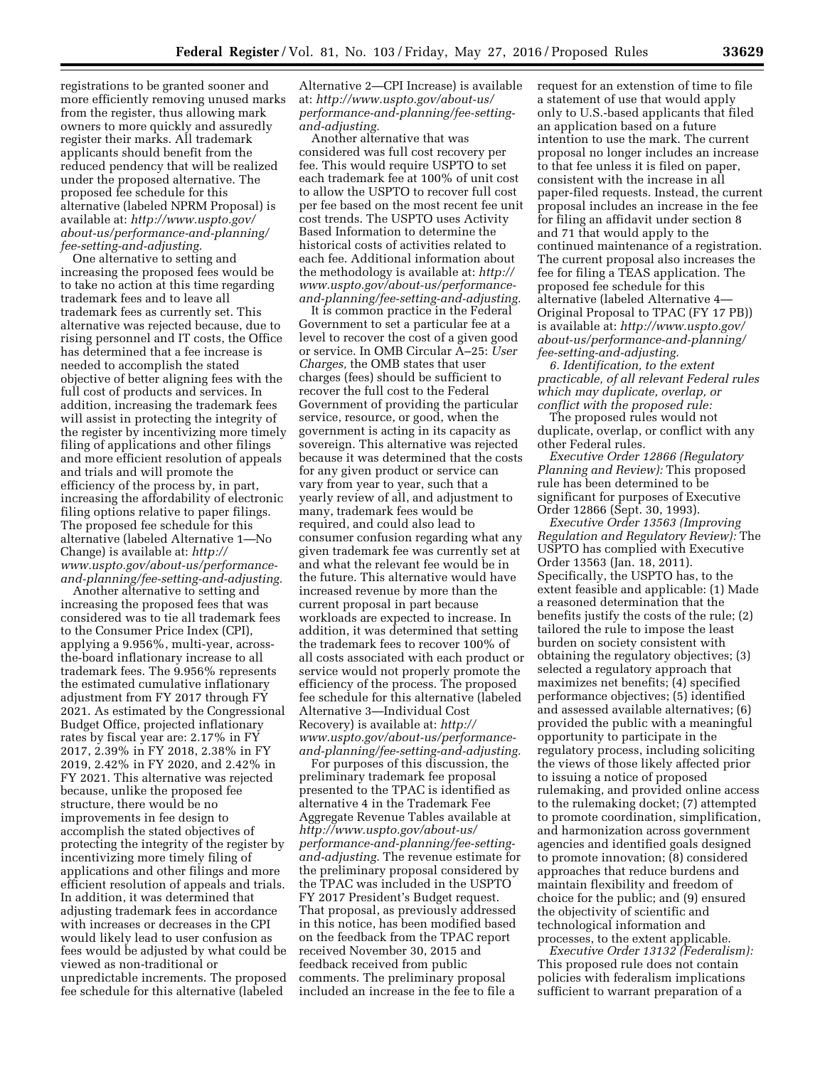registrations to be granted sooner and more efficiently removing unused marks from the register, thus allowing mark owners to more quickly and assuredly register their marks. All trademark applicants should benefit from the reduced pendency that will be realized under the proposed alternative. The proposed fee schedule for this alternative (labeled NPRM Proposal) is available at: *http://www.uspto.gov/about-us/performance-and-planning/fee-setting-and-adjusting.*

One alternative to setting and increasing the proposed fees would be to take no action at this time regarding trademark fees and to leave all trademark fees as currently set. This alternative was rejected because, due to rising personnel and IT costs, the Office has determined that a fee increase is needed to accomplish the stated objective of better aligning fees with the full cost of products and services. In addition, increasing the trademark fees will assist in protecting the integrity of the register by incentivizing more timely filing of applications and other filings and more efficient resolution of appeals and trials and will promote the efficiency of the process by, in part, increasing the affordability of electronic filing options relative to paper filings. The proposed fee schedule for this alternative (labeled Alternative 1—No Change) is available at: *http://www.uspto.gov/about-us/performance-and-planning/fee-setting-and-adjusting.*

Another alternative to setting and increasing the proposed fees that was considered was to tie all trademark fees to the Consumer Price Index (CPI), applying a 9.956%, multi-year, across-the-board inflationary increase to all trademark fees. The 9.956% represents the estimated cumulative inflationary adjustment from FY 2017 through FY 2021. As estimated by the Congressional Budget Office, projected inflationary rates by fiscal year are: 2.17% in FY 2017, 2.39% in FY 2018, 2.38% in FY 2019, 2.42% in FY 2020, and 2.42% in FY 2021. This alternative was rejected because, unlike the proposed fee structure, there would be no improvements in fee design to accomplish the stated objectives of protecting the integrity of the register by incentivizing more timely filing of applications and other filings and more efficient resolution of appeals and trials. In addition, it was determined that adjusting trademark fees in accordance with increases or decreases in the CPI would likely lead to user confusion as fees would be adjusted by what could be viewed as non-traditional or unpredictable increments. The proposed fee schedule for this alternative (labeled Alternative 2—CPI Increase) is available at: *http://www.uspto.gov/about-us/performance-and-planning/fee-setting-and-adjusting.*

Another alternative that was considered was full cost recovery per fee. This would require USPTO to set each trademark fee at 100% of unit cost to allow the USPTO to recover full cost per fee based on the most recent fee unit cost trends. The USPTO uses Activity Based Information to determine the historical costs of activities related to each fee. Additional information about the methodology is available at: *http://www.uspto.gov/about-us/performance-and-planning/fee-setting-and-adjusting.*

It is common practice in the Federal Government to set a particular fee at a level to recover the cost of a given good or service. In OMB Circular A–25: *User Charges,* the OMB states that user charges (fees) should be sufficient to recover the full cost to the Federal Government of providing the particular service, resource, or good, when the government is acting in its capacity as sovereign. This alternative was rejected because it was determined that the costs for any given product or service can vary from year to year, such that a yearly review of all, and adjustment to many, trademark fees would be required, and could also lead to consumer confusion regarding what any given trademark fee was currently set at and what the relevant fee would be in the future. This alternative would have increased revenue by more than the current proposal in part because workloads are expected to increase. In addition, it was determined that setting the trademark fees to recover 100% of all costs associated with each product or service would not properly promote the efficiency of the process. The proposed fee schedule for this alternative (labeled Alternative 3—Individual Cost Recovery) is available at: *http://www.uspto.gov/about-us/performance-and-planning/fee-setting-and-adjusting.*

For purposes of this discussion, the preliminary trademark fee proposal presented to the TPAC is identified as alternative 4 in the Trademark Fee Aggregate Revenue Tables available at *http://www.uspto.gov/about-us/performance-and-planning/fee-setting-and-adjusting.* The revenue estimate for the preliminary proposal considered by the TPAC was included in the USPTO FY 2017 President's Budget request. That proposal, as previously addressed in this notice, has been modified based on the feedback from the TPAC report received November 30, 2015 and feedback received from public comments. The preliminary proposal included an increase in the fee to file a request for an extenstion of time to file a statement of use that would apply only to U.S.-based applicants that filed an application based on a future intention to use the mark. The current proposal no longer includes an increase to that fee unless it is filed on paper, consistent with the increase in all paper-filed requests. Instead, the current proposal includes an increase in the fee for filing an affidavit under section 8 and 71 that would apply to the continued maintenance of a registration. The current proposal also increases the fee for filing a TEAS application. The proposed fee schedule for this alternative (labeled Alternative 4—Original Proposal to TPAC (FY 17 PB)) is available at: *http://www.uspto.gov/about-us/performance-and-planning/fee-setting-and-adjusting.*

*6. Identification, to the extent practicable, of all relevant Federal rules which may duplicate, overlap, or conflict with the proposed rule:*

The proposed rules would not duplicate, overlap, or conflict with any other Federal rules.

*Executive Order 12866 (Regulatory Planning and Review):* This proposed rule has been determined to be significant for purposes of Executive Order 12866 (Sept. 30, 1993).

*Executive Order 13563 (Improving Regulation and Regulatory Review):* The USPTO has complied with Executive Order 13563 (Jan. 18, 2011). Specifically, the USPTO has, to the extent feasible and applicable: (1) Made a reasoned determination that the benefits justify the costs of the rule; (2) tailored the rule to impose the least burden on society consistent with obtaining the regulatory objectives; (3) selected a regulatory approach that maximizes net benefits; (4) specified performance objectives; (5) identified and assessed available alternatives; (6) provided the public with a meaningful opportunity to participate in the regulatory process, including soliciting the views of those likely affected prior to issuing a notice of proposed rulemaking, and provided online access to the rulemaking docket; (7) attempted to promote coordination, simplification, and harmonization across government agencies and identified goals designed to promote innovation; (8) considered approaches that reduce burdens and maintain flexibility and freedom of choice for the public; and (9) ensured the objectivity of scientific and technological information and processes, to the extent applicable.

*Executive Order 13132 (Federalism):* This proposed rule does not contain policies with federalism implications sufficient to warrant preparation of a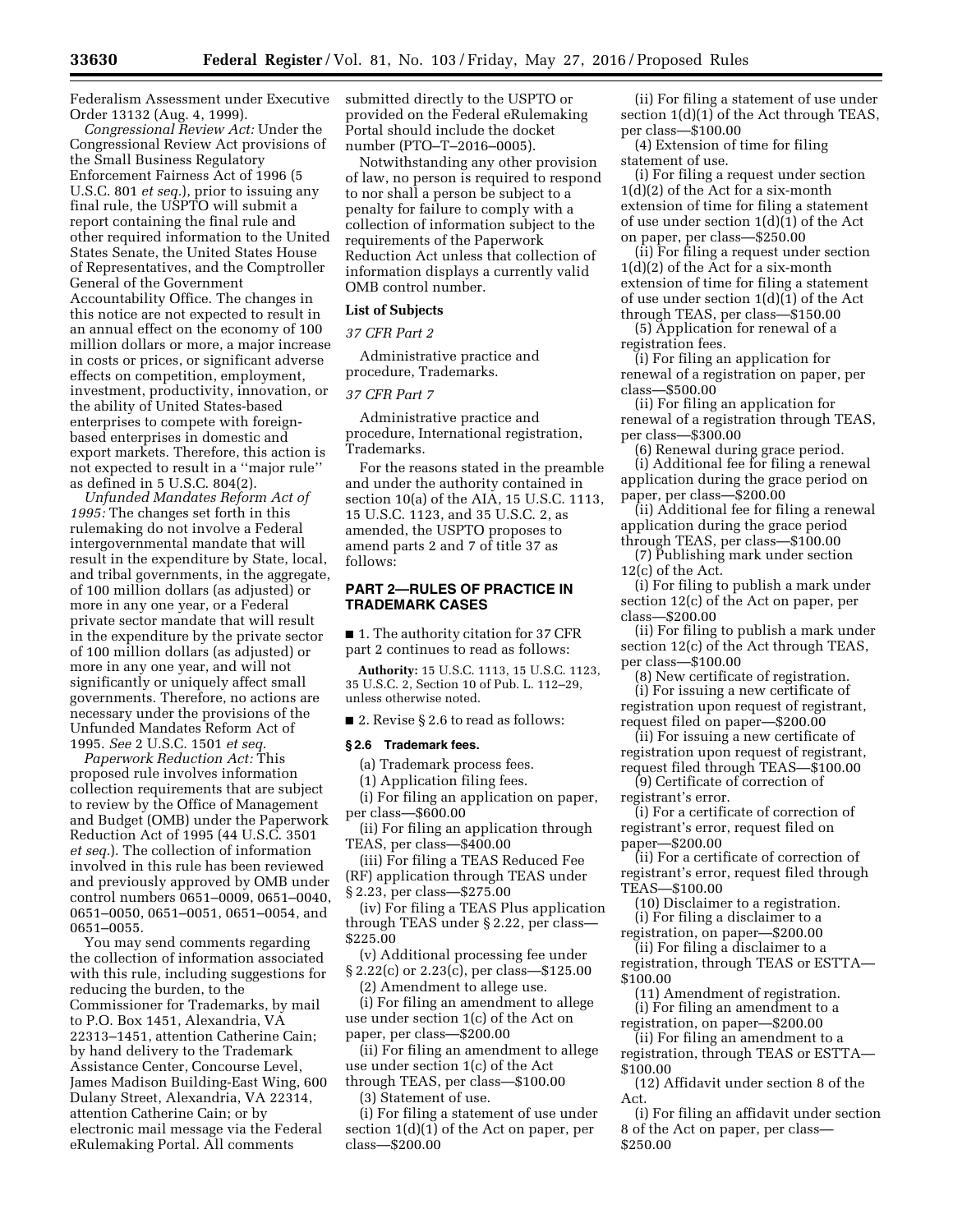Federalism Assessment under Executive Order 13132 (Aug. 4, 1999).

*Congressional Review Act:* Under the Congressional Review Act provisions of the Small Business Regulatory Enforcement Fairness Act of 1996 (5 U.S.C. 801 *et seq.*), prior to issuing any final rule, the USPTO will submit a report containing the final rule and other required information to the United States Senate, the United States House of Representatives, and the Comptroller General of the Government Accountability Office. The changes in this notice are not expected to result in an annual effect on the economy of 100 million dollars or more, a major increase in costs or prices, or significant adverse effects on competition, employment, investment, productivity, innovation, or the ability of United States-based enterprises to compete with foreign-based enterprises in domestic and export markets. Therefore, this action is not expected to result in a ''major rule'' as defined in 5 U.S.C. 804(2).

*Unfunded Mandates Reform Act of 1995:* The changes set forth in this rulemaking do not involve a Federal intergovernmental mandate that will result in the expenditure by State, local, and tribal governments, in the aggregate, of 100 million dollars (as adjusted) or more in any one year, or a Federal private sector mandate that will result in the expenditure by the private sector of 100 million dollars (as adjusted) or more in any one year, and will not significantly or uniquely affect small governments. Therefore, no actions are necessary under the provisions of the Unfunded Mandates Reform Act of 1995. *See* 2 U.S.C. 1501 *et seq.*

*Paperwork Reduction Act:* This proposed rule involves information collection requirements that are subject to review by the Office of Management and Budget (OMB) under the Paperwork Reduction Act of 1995 (44 U.S.C. 3501 *et seq.*). The collection of information involved in this rule has been reviewed and previously approved by OMB under control numbers 0651–0009, 0651–0040, 0651–0050, 0651–0051, 0651–0054, and 0651–0055.

You may send comments regarding the collection of information associated with this rule, including suggestions for reducing the burden, to the Commissioner for Trademarks, by mail to P.O. Box 1451, Alexandria, VA 22313–1451, attention Catherine Cain; by hand delivery to the Trademark Assistance Center, Concourse Level, James Madison Building-East Wing, 600 Dulany Street, Alexandria, VA 22314, attention Catherine Cain; or by electronic mail message via the Federal eRulemaking Portal. All comments submitted directly to the USPTO or provided on the Federal eRulemaking Portal should include the docket number (PTO–T–2016–0005).

Notwithstanding any other provision of law, no person is required to respond to nor shall a person be subject to a penalty for failure to comply with a collection of information subject to the requirements of the Paperwork Reduction Act unless that collection of information displays a currently valid OMB control number.

**List of Subjects**

*37 CFR Part 2*

Administrative practice and procedure, Trademarks.

*37 CFR Part 7*

Administrative practice and procedure, International registration, Trademarks.

For the reasons stated in the preamble and under the authority contained in section 10(a) of the AIA, 15 U.S.C. 1113, 15 U.S.C. 1123, and 35 U.S.C. 2, as amended, the USPTO proposes to amend parts 2 and 7 of title 37 as follows:

## PART 2—RULES OF PRACTICE IN TRADEMARK CASES

■ 1. The authority citation for 37 CFR part 2 continues to read as follows:

**Authority:** 15 U.S.C. 1113, 15 U.S.C. 1123, 35 U.S.C. 2, Section 10 of Pub. L. 112–29, unless otherwise noted.

■ 2. Revise § 2.6 to read as follows:

### § 2.6 Trademark fees.

(a) Trademark process fees.

(1) Application filing fees.

(i) For filing an application on paper, per class—$600.00

(ii) For filing an application through TEAS, per class—$400.00

(iii) For filing a TEAS Reduced Fee (RF) application through TEAS under § 2.23, per class—$275.00

(iv) For filing a TEAS Plus application through TEAS under § 2.22, per class—$225.00

(v) Additional processing fee under § 2.22(c) or 2.23(c), per class—$125.00

(2) Amendment to allege use.

(i) For filing an amendment to allege use under section 1(c) of the Act on paper, per class—$200.00

(ii) For filing an amendment to allege use under section 1(c) of the Act through TEAS, per class—$100.00

(3) Statement of use.

(i) For filing a statement of use under section 1(d)(1) of the Act on paper, per class—$200.00

(ii) For filing a statement of use under section 1(d)(1) of the Act through TEAS, per class—$100.00

(4) Extension of time for filing statement of use.

(i) For filing a request under section 1(d)(2) of the Act for a six-month extension of time for filing a statement of use under section 1(d)(1) of the Act on paper, per class—$250.00

(ii) For filing a request under section 1(d)(2) of the Act for a six-month extension of time for filing a statement of use under section 1(d)(1) of the Act through TEAS, per class—$150.00

(5) Application for renewal of a registration fees.

(i) For filing an application for renewal of a registration on paper, per class—$500.00

(ii) For filing an application for renewal of a registration through TEAS, per class—$300.00

(6) Renewal during grace period.

(i) Additional fee for filing a renewal application during the grace period on paper, per class—$200.00

(ii) Additional fee for filing a renewal application during the grace period through TEAS, per class—$100.00

(7) Publishing mark under section 12(c) of the Act.

(i) For filing to publish a mark under section 12(c) of the Act on paper, per class—$200.00

(ii) For filing to publish a mark under section 12(c) of the Act through TEAS, per class—$100.00

(8) New certificate of registration.

(i) For issuing a new certificate of registration upon request of registrant, request filed on paper—$200.00

(ii) For issuing a new certificate of registration upon request of registrant, request filed through TEAS—$100.00

(9) Certificate of correction of registrant's error.

(i) For a certificate of correction of registrant's error, request filed on paper—$200.00

(ii) For a certificate of correction of registrant's error, request filed through TEAS—$100.00

(10) Disclaimer to a registration.

(i) For filing a disclaimer to a registration, on paper—$200.00

(ii) For filing a disclaimer to a registration, through TEAS or ESTTA—$100.00

(11) Amendment of registration.

(i) For filing an amendment to a registration, on paper—$200.00

(ii) For filing an amendment to a registration, through TEAS or ESTTA—$100.00

(12) Affidavit under section 8 of the Act.

(i) For filing an affidavit under section 8 of the Act on paper, per class—$250.00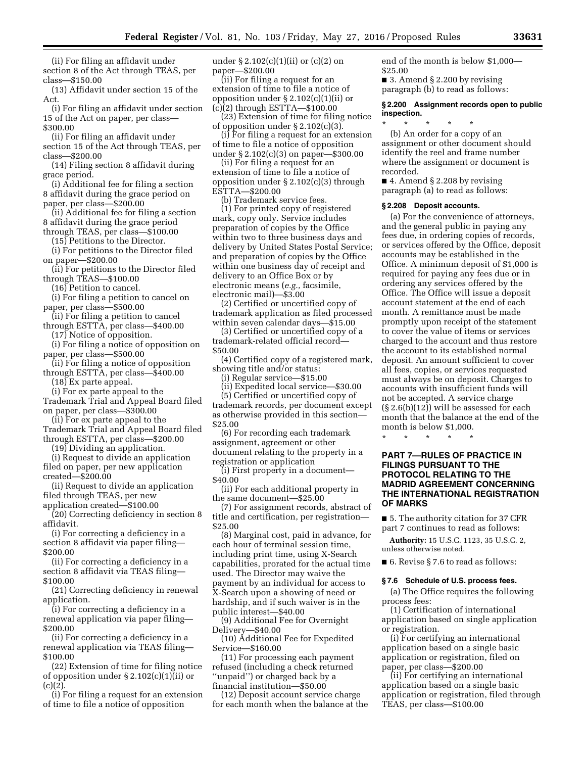(ii) For filing an affidavit under section 8 of the Act through TEAS, per class—$150.00

(13) Affidavit under section 15 of the Act.

(i) For filing an affidavit under section 15 of the Act on paper, per class—$300.00

(ii) For filing an affidavit under section 15 of the Act through TEAS, per class—$200.00

(14) Filing section 8 affidavit during grace period.

(i) Additional fee for filing a section 8 affidavit during the grace period on paper, per class—$200.00

(ii) Additional fee for filing a section 8 affidavit during the grace period through TEAS, per class—$100.00

(15) Petitions to the Director.

(i) For petitions to the Director filed on paper—$200.00

(ii) For petitions to the Director filed through TEAS—$100.00

(16) Petition to cancel.

(i) For filing a petition to cancel on paper, per class—$500.00

(ii) For filing a petition to cancel through ESTTA, per class—$400.00

(17) Notice of opposition.

(i) For filing a notice of opposition on paper, per class—$500.00

(ii) For filing a notice of opposition through ESTTA, per class—$400.00

(18) Ex parte appeal.

(i) For ex parte appeal to the Trademark Trial and Appeal Board filed on paper, per class—$300.00

(ii) For ex parte appeal to the Trademark Trial and Appeal Board filed through ESTTA, per class—$200.00

(19) Dividing an application.

(i) Request to divide an application filed on paper, per new application created—$200.00

(ii) Request to divide an application filed through TEAS, per new application created—$100.00

(20) Correcting deficiency in section 8 affidavit.

(i) For correcting a deficiency in a section 8 affidavit via paper filing—$200.00

(ii) For correcting a deficiency in a section 8 affidavit via TEAS filing—$100.00

(21) Correcting deficiency in renewal application.

(i) For correcting a deficiency in a renewal application via paper filing—$200.00

(ii) For correcting a deficiency in a renewal application via TEAS filing—$100.00

(22) Extension of time for filing notice of opposition under § 2.102(c)(1)(ii) or (c)(2).

(i) For filing a request for an extension of time to file a notice of opposition under § 2.102(c)(1)(ii) or (c)(2) on paper—$200.00

(ii) For filing a request for an extension of time to file a notice of opposition under § 2.102(c)(1)(ii) or (c)(2) through ESTTA—$100.00

(23) Extension of time for filing notice of opposition under § 2.102(c)(3).

(i) For filing a request for an extension of time to file a notice of opposition under § 2.102(c)(3) on paper—$300.00

(ii) For filing a request for an extension of time to file a notice of opposition under § 2.102(c)(3) through ESTTA—$200.00

(b) Trademark service fees.

(1) For printed copy of registered mark, copy only. Service includes preparation of copies by the Office within two to three business days and delivery by United States Postal Service; and preparation of copies by the Office within one business day of receipt and delivery to an Office Box or by electronic means (*e.g.,* facsimile, electronic mail)—$3.00

(2) Certified or uncertified copy of trademark application as filed processed within seven calendar days—$15.00

(3) Certified or uncertified copy of a trademark-related official record—$50.00

(4) Certified copy of a registered mark, showing title and/or status:

(i) Regular service—$15.00

(ii) Expedited local service—$30.00

(5) Certified or uncertified copy of trademark records, per document except as otherwise provided in this section—$25.00

(6) For recording each trademark assignment, agreement or other document relating to the property in a registration or application

(i) First property in a document—$40.00

(ii) For each additional property in the same document—$25.00

(7) For assignment records, abstract of title and certification, per registration—$25.00

(8) Marginal cost, paid in advance, for each hour of terminal session time, including print time, using X-Search capabilities, prorated for the actual time used. The Director may waive the payment by an individual for access to X-Search upon a showing of need or hardship, and if such waiver is in the public interest—$40.00

(9) Additional Fee for Overnight Delivery—$40.00

(10) Additional Fee for Expedited Service—$160.00

(11) For processing each payment refused (including a check returned "unpaid") or charged back by a financial institution—$50.00

(12) Deposit account service charge for each month when the balance at the end of the month is below $1,000—$25.00

■ 3. Amend § 2.200 by revising paragraph (b) to read as follows:

#### § 2.200 Assignment records open to public inspection.

\* \* \* \* \*

(b) An order for a copy of an assignment or other document should identify the reel and frame number where the assignment or document is recorded.

■ 4. Amend § 2.208 by revising paragraph (a) to read as follows:

#### § 2.208 Deposit accounts.

(a) For the convenience of attorneys, and the general public in paying any fees due, in ordering copies of records, or services offered by the Office, deposit accounts may be established in the Office. A minimum deposit of $1,000 is required for paying any fees due or in ordering any services offered by the Office. The Office will issue a deposit account statement at the end of each month. A remittance must be made promptly upon receipt of the statement to cover the value of items or services charged to the account and thus restore the account to its established normal deposit. An amount sufficient to cover all fees, copies, or services requested must always be on deposit. Charges to accounts with insufficient funds will not be accepted. A service charge (§ 2.6(b)(12)) will be assessed for each month that the balance at the end of the month is below $1,000.

\* \* \* \* \*

### PART 7—RULES OF PRACTICE IN FILINGS PURSUANT TO THE PROTOCOL RELATING TO THE MADRID AGREEMENT CONCERNING THE INTERNATIONAL REGISTRATION OF MARKS

■ 5. The authority citation for 37 CFR part 7 continues to read as follows:

**Authority:** 15 U.S.C. 1123, 35 U.S.C. 2, unless otherwise noted.

■ 6. Revise § 7.6 to read as follows:

#### § 7.6 Schedule of U.S. process fees.

(a) The Office requires the following process fees:

(1) Certification of international application based on single application or registration.

(i) For certifying an international application based on a single basic application or registration, filed on paper, per class—$200.00

(ii) For certifying an international application based on a single basic application or registration, filed through TEAS, per class—$100.00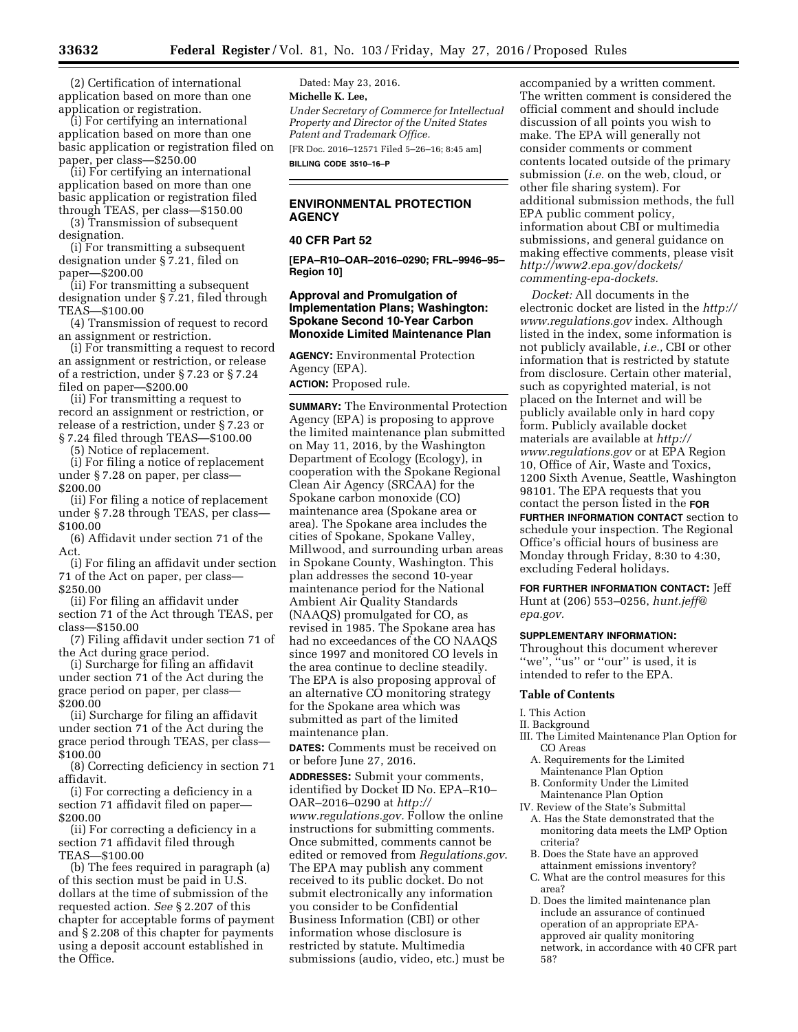(2) Certification of international application based on more than one application or registration.

(i) For certifying an international application based on more than one basic application or registration filed on paper, per class—$250.00

(ii) For certifying an international application based on more than one basic application or registration filed through TEAS, per class—$150.00

(3) Transmission of subsequent designation.

(i) For transmitting a subsequent designation under § 7.21, filed on paper—$200.00

(ii) For transmitting a subsequent designation under § 7.21, filed through TEAS—$100.00

(4) Transmission of request to record an assignment or restriction.

(i) For transmitting a request to record an assignment or restriction, or release of a restriction, under § 7.23 or § 7.24 filed on paper—$200.00

(ii) For transmitting a request to record an assignment or restriction, or release of a restriction, under § 7.23 or § 7.24 filed through TEAS—$100.00

(5) Notice of replacement.

(i) For filing a notice of replacement under § 7.28 on paper, per class—$200.00

(ii) For filing a notice of replacement under § 7.28 through TEAS, per class—$100.00

(6) Affidavit under section 71 of the Act.

(i) For filing an affidavit under section 71 of the Act on paper, per class—$250.00

(ii) For filing an affidavit under section 71 of the Act through TEAS, per class—$150.00

(7) Filing affidavit under section 71 of the Act during grace period.

(i) Surcharge for filing an affidavit under section 71 of the Act during the grace period on paper, per class—$200.00

(ii) Surcharge for filing an affidavit under section 71 of the Act during the grace period through TEAS, per class—$100.00

(8) Correcting deficiency in section 71 affidavit.

(i) For correcting a deficiency in a section 71 affidavit filed on paper—$200.00

(ii) For correcting a deficiency in a section 71 affidavit filed through TEAS—$100.00

(b) The fees required in paragraph (a) of this section must be paid in U.S. dollars at the time of submission of the requested action. *See* § 2.207 of this chapter for acceptable forms of payment and § 2.208 of this chapter for payments using a deposit account established in the Office.

Dated: May 23, 2016.

**Michelle K. Lee,**

*Under Secretary of Commerce for Intellectual Property and Director of the United States Patent and Trademark Office.*

[FR Doc. 2016–12571 Filed 5–26–16; 8:45 am]

**BILLING CODE 3510–16–P**

## ENVIRONMENTAL PROTECTION AGENCY

### 40 CFR Part 52

**[EPA–R10–OAR–2016–0290; FRL–9946–95–Region 10]**

### Approval and Promulgation of Implementation Plans; Washington: Spokane Second 10-Year Carbon Monoxide Limited Maintenance Plan

**AGENCY:** Environmental Protection Agency (EPA).

**ACTION:** Proposed rule.

**SUMMARY:** The Environmental Protection Agency (EPA) is proposing to approve the limited maintenance plan submitted on May 11, 2016, by the Washington Department of Ecology (Ecology), in cooperation with the Spokane Regional Clean Air Agency (SRCAA) for the Spokane carbon monoxide (CO) maintenance area (Spokane area or area). The Spokane area includes the cities of Spokane, Spokane Valley, Millwood, and surrounding urban areas in Spokane County, Washington. This plan addresses the second 10-year maintenance period for the National Ambient Air Quality Standards (NAAQS) promulgated for CO, as revised in 1985. The Spokane area has had no exceedances of the CO NAAQS since 1997 and monitored CO levels in the area continue to decline steadily. The EPA is also proposing approval of an alternative CO monitoring strategy for the Spokane area which was submitted as part of the limited maintenance plan.

**DATES:** Comments must be received on or before June 27, 2016.

**ADDRESSES:** Submit your comments, identified by Docket ID No. EPA–R10–OAR–2016–0290 at *http://www.regulations.gov.* Follow the online instructions for submitting comments. Once submitted, comments cannot be edited or removed from *Regulations.gov*. The EPA may publish any comment received to its public docket. Do not submit electronically any information you consider to be Confidential Business Information (CBI) or other information whose disclosure is restricted by statute. Multimedia submissions (audio, video, etc.) must be accompanied by a written comment. The written comment is considered the official comment and should include discussion of all points you wish to make. The EPA will generally not consider comments or comment contents located outside of the primary submission (*i.e.* on the web, cloud, or other file sharing system). For additional submission methods, the full EPA public comment policy, information about CBI or multimedia submissions, and general guidance on making effective comments, please visit *http://www2.epa.gov/dockets/commenting-epa-dockets.*

*Docket:* All documents in the electronic docket are listed in the *http://www.regulations.gov* index. Although listed in the index, some information is not publicly available, *i.e.,* CBI or other information that is restricted by statute from disclosure. Certain other material, such as copyrighted material, is not placed on the Internet and will be publicly available only in hard copy form. Publicly available docket materials are available at *http://www.regulations.gov* or at EPA Region 10, Office of Air, Waste and Toxics, 1200 Sixth Avenue, Seattle, Washington 98101. The EPA requests that you contact the person listed in the **FOR FURTHER INFORMATION CONTACT** section to schedule your inspection. The Regional Office's official hours of business are Monday through Friday, 8:30 to 4:30, excluding Federal holidays.

**FOR FURTHER INFORMATION CONTACT:** Jeff Hunt at (206) 553–0256, *hunt.jeff@epa.gov.*

**SUPPLEMENTARY INFORMATION:**

Throughout this document wherever "we", "us" or "our" is used, it is intended to refer to the EPA.

**Table of Contents**

- I. This Action
- II. Background
- III. The Limited Maintenance Plan Option for CO Areas
  - A. Requirements for the Limited Maintenance Plan Option
  - B. Conformity Under the Limited Maintenance Plan Option
- IV. Review of the State's Submittal
  - A. Has the State demonstrated that the monitoring data meets the LMP Option criteria?
  - B. Does the State have an approved attainment emissions inventory?
  - C. What are the control measures for this area?
  - D. Does the limited maintenance plan include an assurance of continued operation of an appropriate EPA-approved air quality monitoring network, in accordance with 40 CFR part 58?